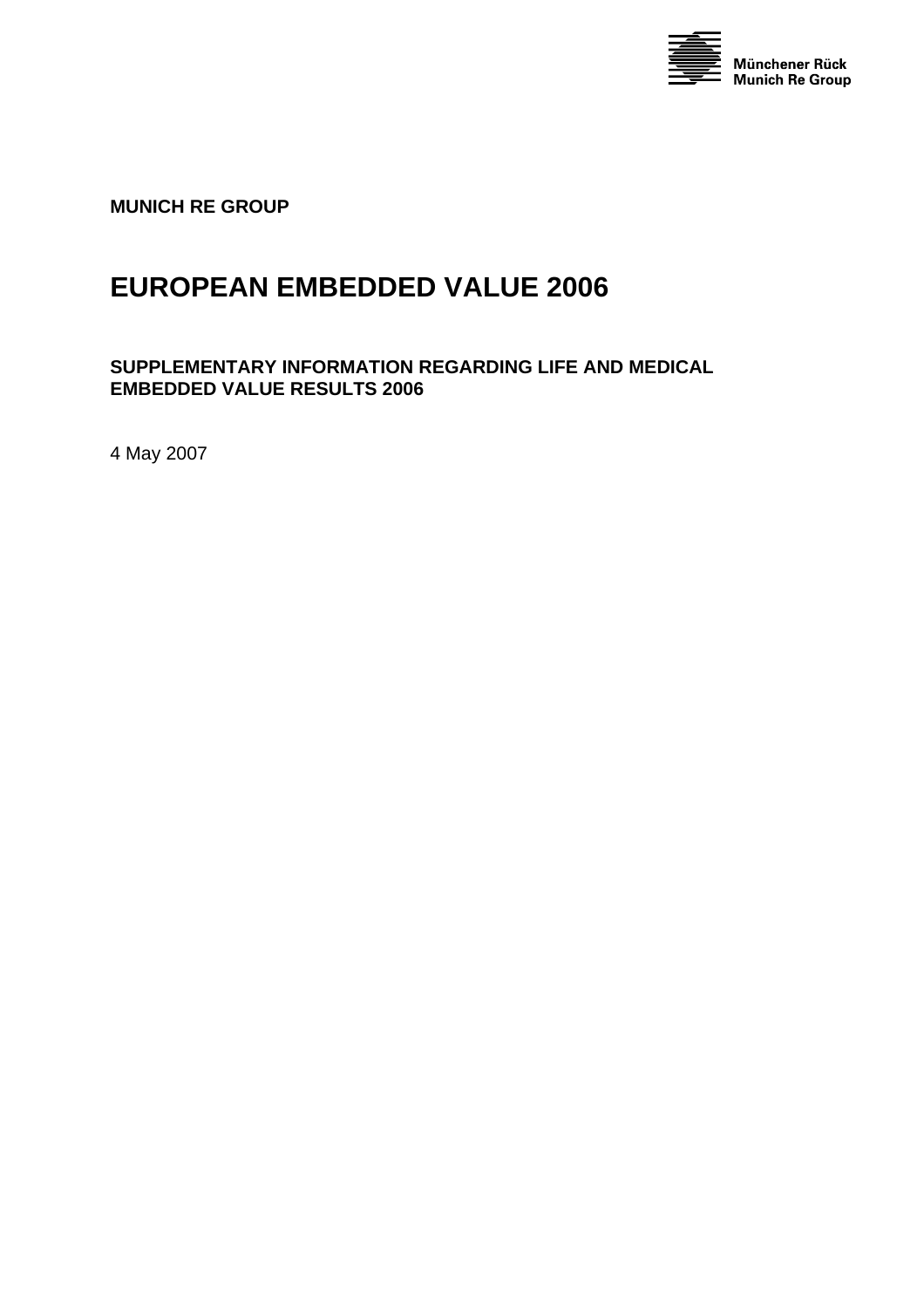Münchener Rück
Munich Re Group

**MUNICH RE GROUP**

# EUROPEAN EMBEDDED VALUE 2006

## SUPPLEMENTARY INFORMATION REGARDING LIFE AND MEDICAL EMBEDDED VALUE RESULTS 2006

4 May 2007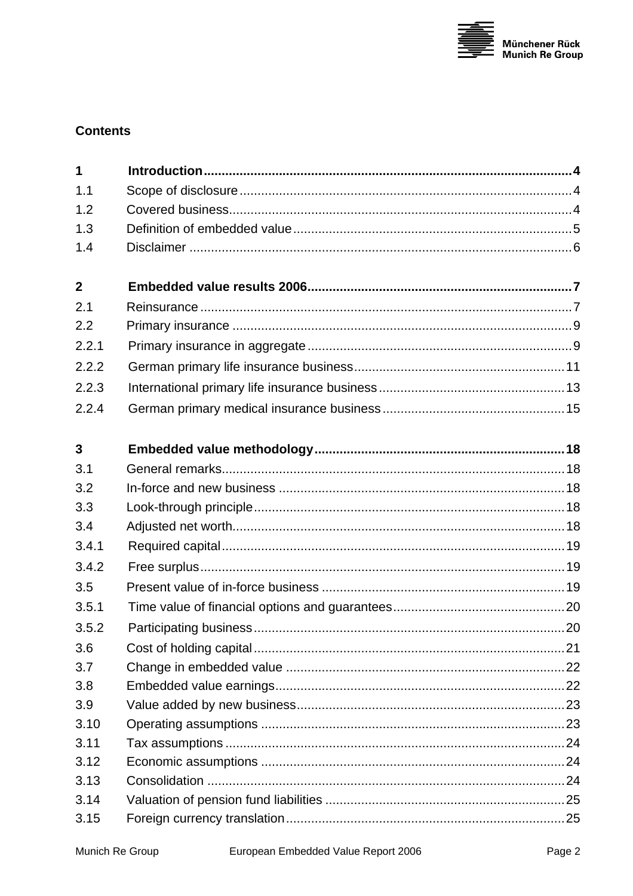## Contents

| | | |
|---|---|---|
| **1** | **Introduction** | **4** |
| 1.1 | Scope of disclosure | 4 |
| 1.2 | Covered business | 4 |
| 1.3 | Definition of embedded value | 5 |
| 1.4 | Disclaimer | 6 |
| **2** | **Embedded value results 2006** | **7** |
| 2.1 | Reinsurance | 7 |
| 2.2 | Primary insurance | 9 |
| 2.2.1 | Primary insurance in aggregate | 9 |
| 2.2.2 | German primary life insurance business | 11 |
| 2.2.3 | International primary life insurance business | 13 |
| 2.2.4 | German primary medical insurance business | 15 |
| **3** | **Embedded value methodology** | **18** |
| 3.1 | General remarks | 18 |
| 3.2 | In-force and new business | 18 |
| 3.3 | Look-through principle | 18 |
| 3.4 | Adjusted net worth | 18 |
| 3.4.1 | Required capital | 19 |
| 3.4.2 | Free surplus | 19 |
| 3.5 | Present value of in-force business | 19 |
| 3.5.1 | Time value of financial options and guarantees | 20 |
| 3.5.2 | Participating business | 20 |
| 3.6 | Cost of holding capital | 21 |
| 3.7 | Change in embedded value | 22 |
| 3.8 | Embedded value earnings | 22 |
| 3.9 | Value added by new business | 23 |
| 3.10 | Operating assumptions | 23 |
| 3.11 | Tax assumptions | 24 |
| 3.12 | Economic assumptions | 24 |
| 3.13 | Consolidation | 24 |
| 3.14 | Valuation of pension fund liabilities | 25 |
| 3.15 | Foreign currency translation | 25 |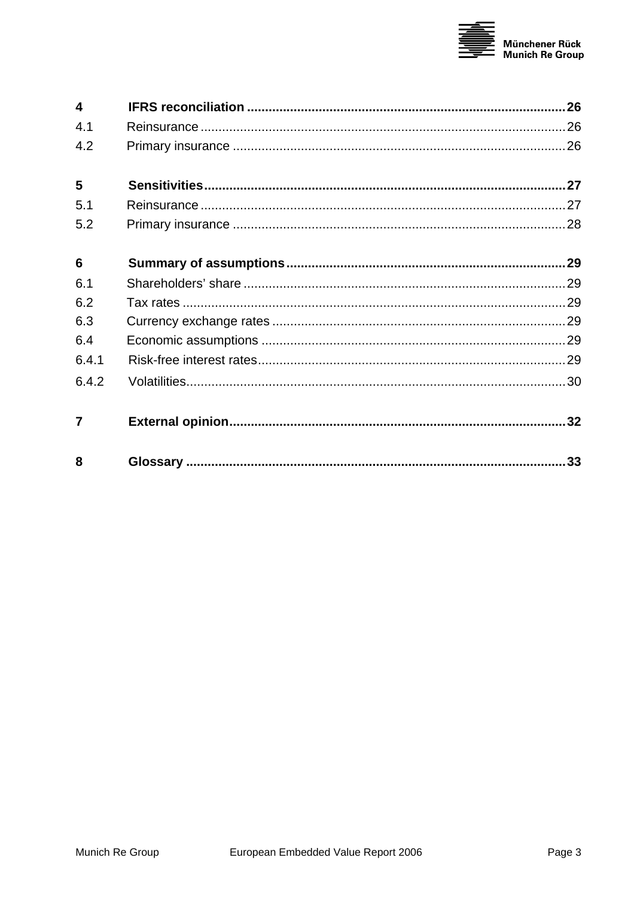**4 IFRS reconciliation ........................................................................................ 26**

4.1 Reinsurance ..................................................................................................... 26

4.2 Primary insurance ............................................................................................ 26

**5 Sensitivities.................................................................................................... 27**

5.1 Reinsurance ..................................................................................................... 27

5.2 Primary insurance ............................................................................................ 28

**6 Summary of assumptions ............................................................................. 29**

6.1 Shareholders' share ......................................................................................... 29

6.2 Tax rates .......................................................................................................... 29

6.3 Currency exchange rates ................................................................................. 29

6.4 Economic assumptions .................................................................................... 29

6.4.1 Risk-free interest rates...................................................................................... 29

6.4.2 Volatilities.......................................................................................................... 30

**7 External opinion............................................................................................. 32**

**8 Glossary ......................................................................................................... 33**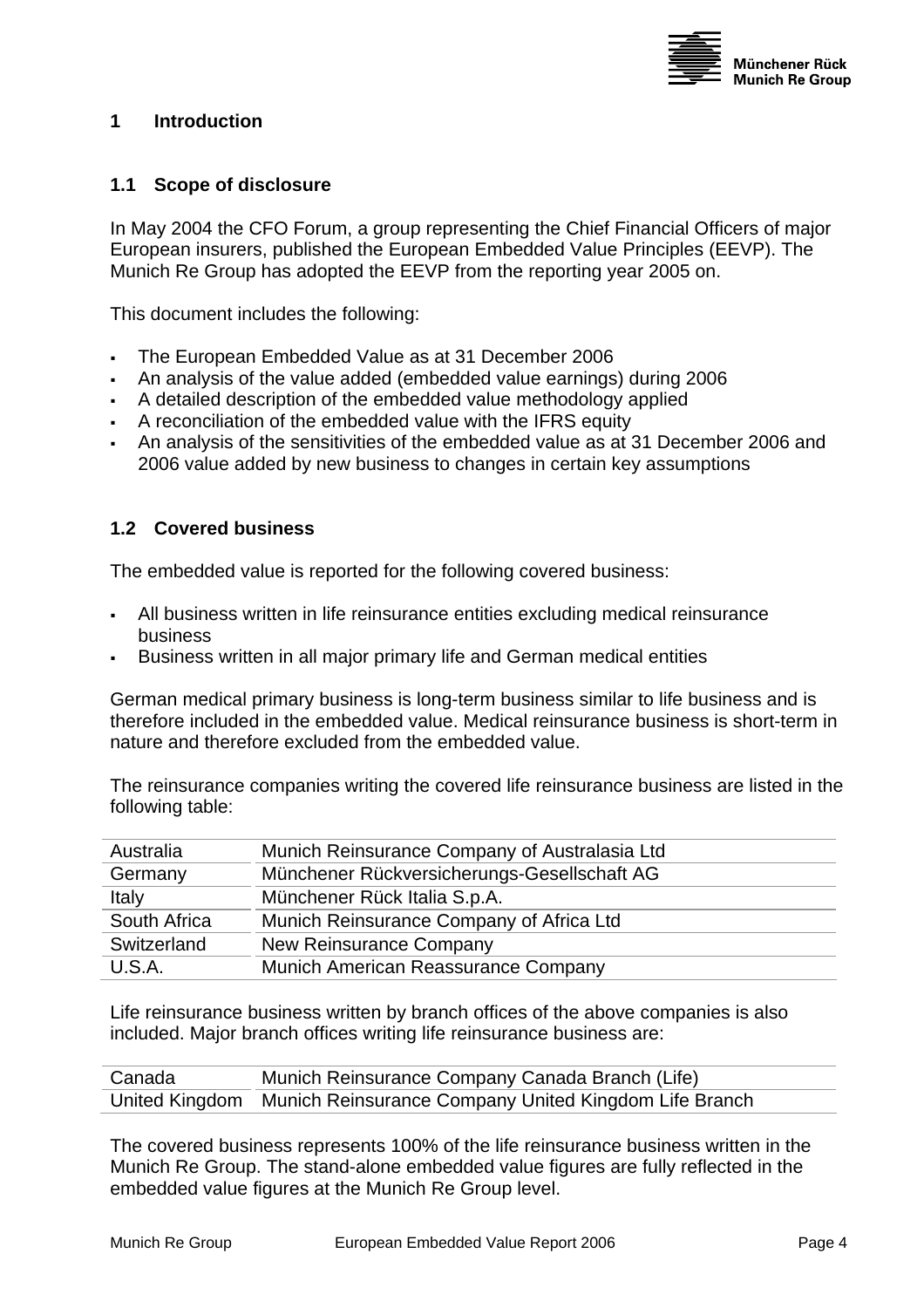# 1 Introduction

## 1.1 Scope of disclosure

In May 2004 the CFO Forum, a group representing the Chief Financial Officers of major European insurers, published the European Embedded Value Principles (EEVP). The Munich Re Group has adopted the EEVP from the reporting year 2005 on.

This document includes the following:

- The European Embedded Value as at 31 December 2006
- An analysis of the value added (embedded value earnings) during 2006
- A detailed description of the embedded value methodology applied
- A reconciliation of the embedded value with the IFRS equity
- An analysis of the sensitivities of the embedded value as at 31 December 2006 and 2006 value added by new business to changes in certain key assumptions

## 1.2 Covered business

The embedded value is reported for the following covered business:

- All business written in life reinsurance entities excluding medical reinsurance business
- Business written in all major primary life and German medical entities

German medical primary business is long-term business similar to life business and is therefore included in the embedded value. Medical reinsurance business is short-term in nature and therefore excluded from the embedded value.

The reinsurance companies writing the covered life reinsurance business are listed in the following table:

| | |
|---|---|
| Australia | Munich Reinsurance Company of Australasia Ltd |
| Germany | Münchener Rückversicherungs-Gesellschaft AG |
| Italy | Münchener Rück Italia S.p.A. |
| South Africa | Munich Reinsurance Company of Africa Ltd |
| Switzerland | New Reinsurance Company |
| U.S.A. | Munich American Reassurance Company |

Life reinsurance business written by branch offices of the above companies is also included. Major branch offices writing life reinsurance business are:

| | |
|---|---|
| Canada | Munich Reinsurance Company Canada Branch (Life) |
| United Kingdom | Munich Reinsurance Company United Kingdom Life Branch |

The covered business represents 100% of the life reinsurance business written in the Munich Re Group. The stand-alone embedded value figures are fully reflected in the embedded value figures at the Munich Re Group level.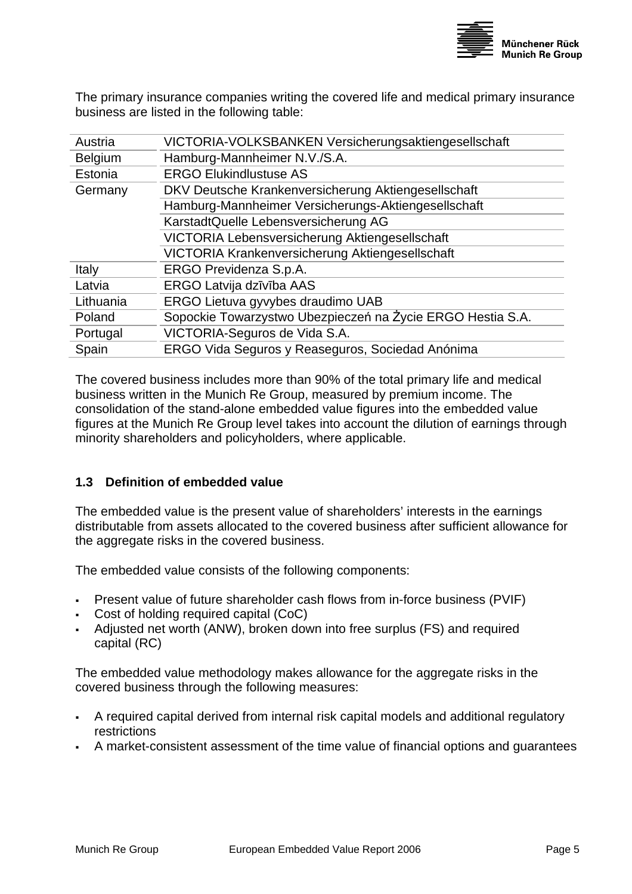The primary insurance companies writing the covered life and medical primary insurance business are listed in the following table:

| | |
|---|---|
| Austria | VICTORIA-VOLKSBANKEN Versicherungsaktiengesellschaft |
| Belgium | Hamburg-Mannheimer N.V./S.A. |
| Estonia | ERGO Elukindlustuse AS |
| Germany | DKV Deutsche Krankenversicherung Aktiengesellschaft |
| | Hamburg-Mannheimer Versicherungs-Aktiengesellschaft |
| | KarstadtQuelle Lebensversicherung AG |
| | VICTORIA Lebensversicherung Aktiengesellschaft |
| | VICTORIA Krankenversicherung Aktiengesellschaft |
| Italy | ERGO Previdenza S.p.A. |
| Latvia | ERGO Latvija dzīvība AAS |
| Lithuania | ERGO Lietuva gyvybes draudimo UAB |
| Poland | Sopockie Towarzystwo Ubezpieczeń na Życie ERGO Hestia S.A. |
| Portugal | VICTORIA-Seguros de Vida S.A. |
| Spain | ERGO Vida Seguros y Reaseguros, Sociedad Anónima |

The covered business includes more than 90% of the total primary life and medical business written in the Munich Re Group, measured by premium income. The consolidation of the stand-alone embedded value figures into the embedded value figures at the Munich Re Group level takes into account the dilution of earnings through minority shareholders and policyholders, where applicable.

### 1.3 Definition of embedded value

The embedded value is the present value of shareholders' interests in the earnings distributable from assets allocated to the covered business after sufficient allowance for the aggregate risks in the covered business.

The embedded value consists of the following components:

- Present value of future shareholder cash flows from in-force business (PVIF)
- Cost of holding required capital (CoC)
- Adjusted net worth (ANW), broken down into free surplus (FS) and required capital (RC)

The embedded value methodology makes allowance for the aggregate risks in the covered business through the following measures:

- A required capital derived from internal risk capital models and additional regulatory restrictions
- A market-consistent assessment of the time value of financial options and guarantees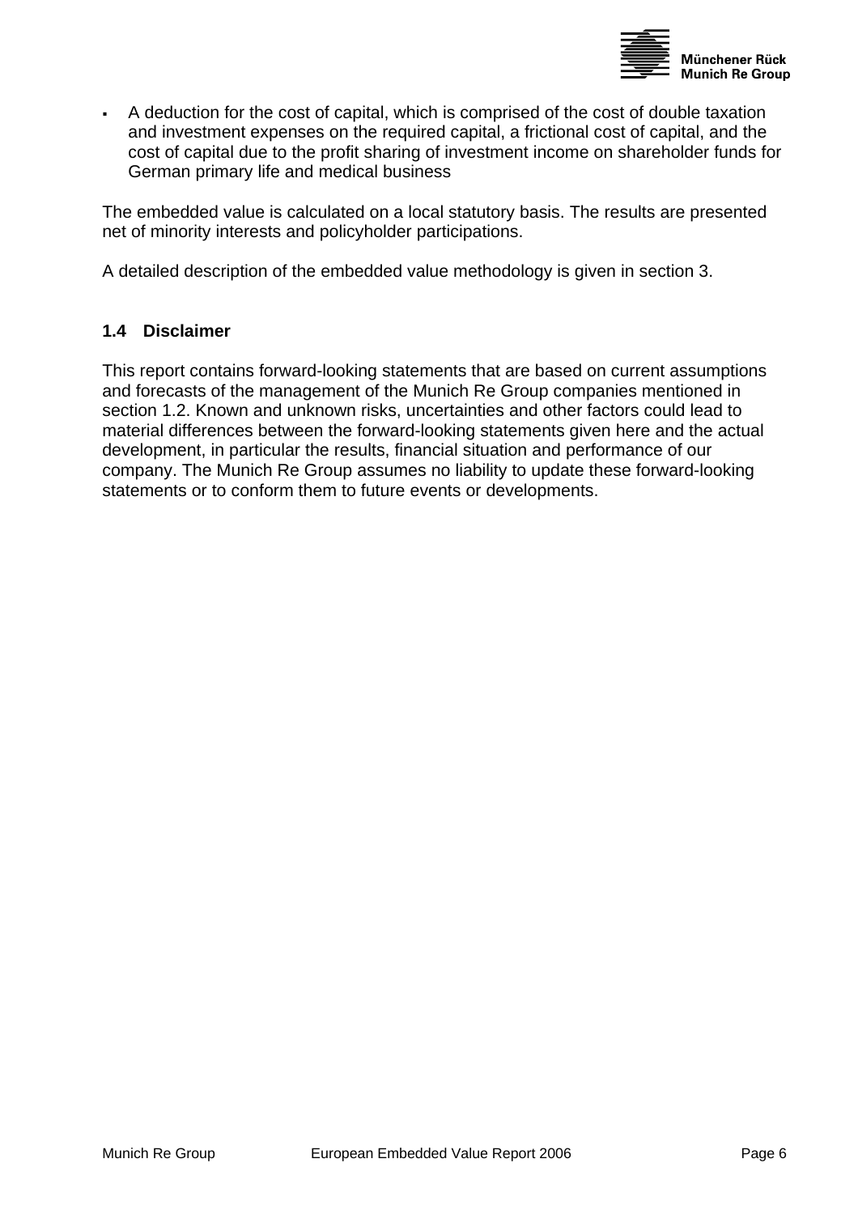- A deduction for the cost of capital, which is comprised of the cost of double taxation and investment expenses on the required capital, a frictional cost of capital, and the cost of capital due to the profit sharing of investment income on shareholder funds for German primary life and medical business

The embedded value is calculated on a local statutory basis. The results are presented net of minority interests and policyholder participations.

A detailed description of the embedded value methodology is given in section 3.

### 1.4 Disclaimer

This report contains forward-looking statements that are based on current assumptions and forecasts of the management of the Munich Re Group companies mentioned in section 1.2. Known and unknown risks, uncertainties and other factors could lead to material differences between the forward-looking statements given here and the actual development, in particular the results, financial situation and performance of our company. The Munich Re Group assumes no liability to update these forward-looking statements or to conform them to future events or developments.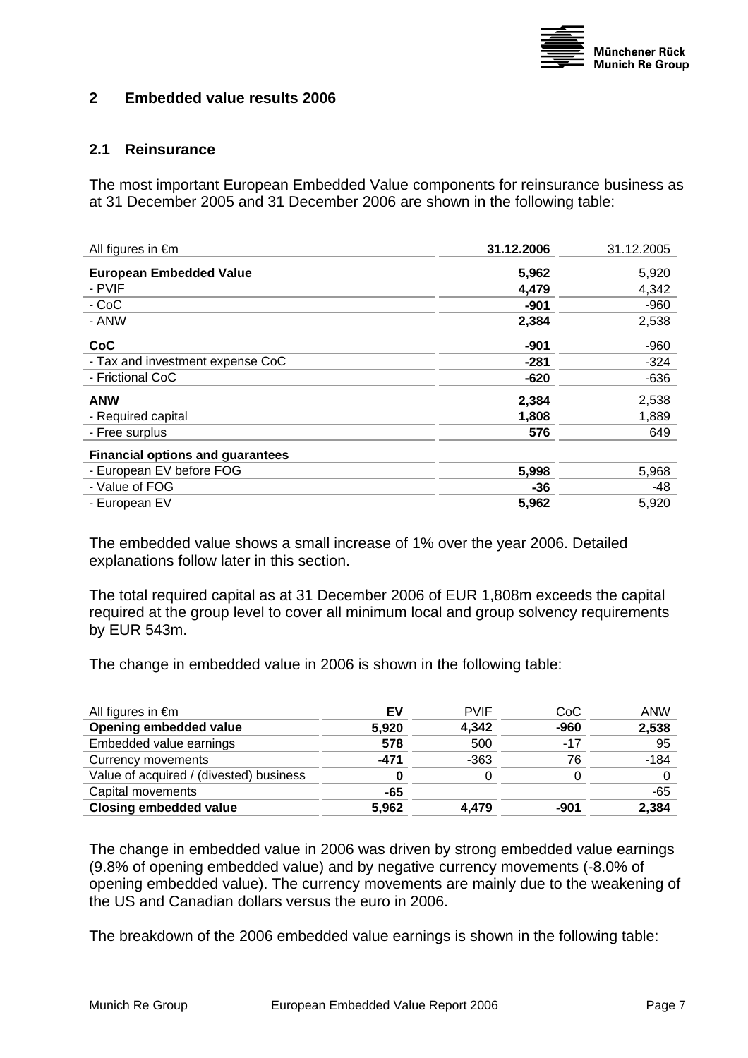## 2 Embedded value results 2006

### 2.1 Reinsurance

The most important European Embedded Value components for reinsurance business as at 31 December 2005 and 31 December 2006 are shown in the following table:

| All figures in €m | **31.12.2006** | 31.12.2005 |
|---|---:|---:|
| **European Embedded Value** | **5,962** | 5,920 |
| - PVIF | **4,479** | 4,342 |
| - CoC | **-901** | -960 |
| - ANW | **2,384** | 2,538 |
| **CoC** | **-901** | -960 |
| - Tax and investment expense CoC | **-281** | -324 |
| - Frictional CoC | **-620** | -636 |
| **ANW** | **2,384** | 2,538 |
| - Required capital | **1,808** | 1,889 |
| - Free surplus | **576** | 649 |
| **Financial options and guarantees** | | |
| - European EV before FOG | **5,998** | 5,968 |
| - Value of FOG | **-36** | -48 |
| - European EV | **5,962** | 5,920 |

The embedded value shows a small increase of 1% over the year 2006. Detailed explanations follow later in this section.

The total required capital as at 31 December 2006 of EUR 1,808m exceeds the capital required at the group level to cover all minimum local and group solvency requirements by EUR 543m.

The change in embedded value in 2006 is shown in the following table:

| All figures in €m | EV | PVIF | CoC | ANW |
|---|---:|---:|---:|---:|
| **Opening embedded value** | **5,920** | **4,342** | **-960** | **2,538** |
| Embedded value earnings | **578** | 500 | -17 | 95 |
| Currency movements | **-471** | -363 | 76 | -184 |
| Value of acquired / (divested) business | **0** | 0 | 0 | 0 |
| Capital movements | **-65** | | | -65 |
| **Closing embedded value** | **5,962** | **4,479** | **-901** | **2,384** |

The change in embedded value in 2006 was driven by strong embedded value earnings (9.8% of opening embedded value) and by negative currency movements (-8.0% of opening embedded value). The currency movements are mainly due to the weakening of the US and Canadian dollars versus the euro in 2006.

The breakdown of the 2006 embedded value earnings is shown in the following table: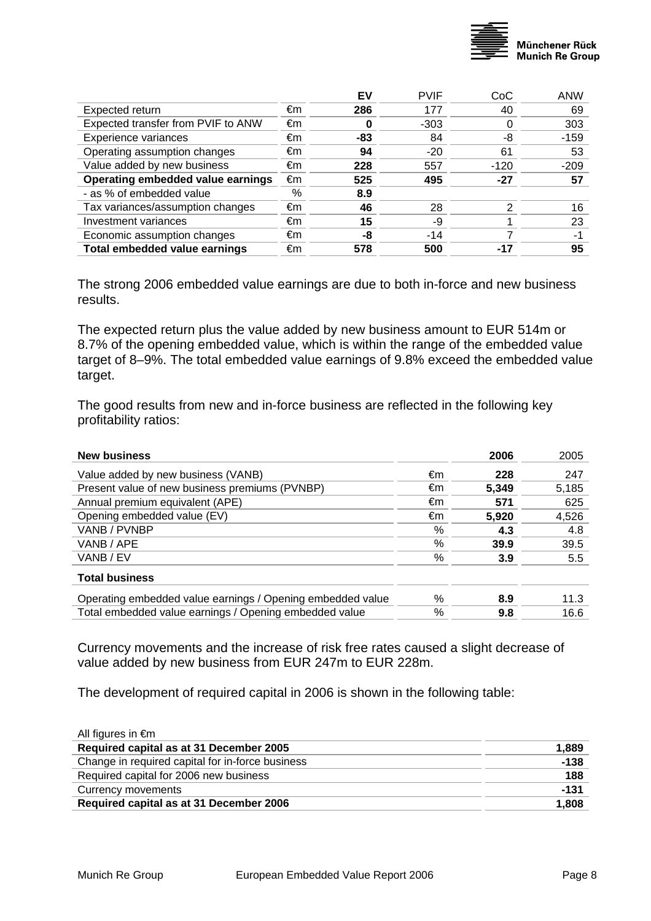| | | **EV** | PVIF | CoC | ANW |
|---|---|---|---|---|---|
| Expected return | €m | **286** | 177 | 40 | 69 |
| Expected transfer from PVIF to ANW | €m | **0** | -303 | 0 | 303 |
| Experience variances | €m | **-83** | 84 | -8 | -159 |
| Operating assumption changes | €m | **94** | -20 | 61 | 53 |
| Value added by new business | €m | **228** | 557 | -120 | -209 |
| **Operating embedded value earnings** | €m | **525** | **495** | **-27** | **57** |
| - as % of embedded value | % | **8.9** | | | |
| Tax variances/assumption changes | €m | **46** | 28 | 2 | 16 |
| Investment variances | €m | **15** | -9 | 1 | 23 |
| Economic assumption changes | €m | **-8** | -14 | 7 | -1 |
| **Total embedded value earnings** | €m | **578** | **500** | **-17** | **95** |

The strong 2006 embedded value earnings are due to both in-force and new business results.

The expected return plus the value added by new business amount to EUR 514m or 8.7% of the opening embedded value, which is within the range of the embedded value target of 8–9%. The total embedded value earnings of 9.8% exceed the embedded value target.

The good results from new and in-force business are reflected in the following key profitability ratios:

| **New business** | | **2006** | 2005 |
|---|---|---|---|
| Value added by new business (VANB) | €m | **228** | 247 |
| Present value of new business premiums (PVNBP) | €m | **5,349** | 5,185 |
| Annual premium equivalent (APE) | €m | **571** | 625 |
| Opening embedded value (EV) | €m | **5,920** | 4,526 |
| VANB / PVNBP | % | **4.3** | 4.8 |
| VANB / APE | % | **39.9** | 39.5 |
| VANB / EV | % | **3.9** | 5.5 |
| **Total business** | | | |
| Operating embedded value earnings / Opening embedded value | % | **8.9** | 11.3 |
| Total embedded value earnings / Opening embedded value | % | **9.8** | 16.6 |

Currency movements and the increase of risk free rates caused a slight decrease of value added by new business from EUR 247m to EUR 228m.

The development of required capital in 2006 is shown in the following table:

| All figures in €m | |
|---|---|
| **Required capital as at 31 December 2005** | **1,889** |
| Change in required capital for in-force business | **-138** |
| Required capital for 2006 new business | **188** |
| Currency movements | **-131** |
| **Required capital as at 31 December 2006** | **1,808** |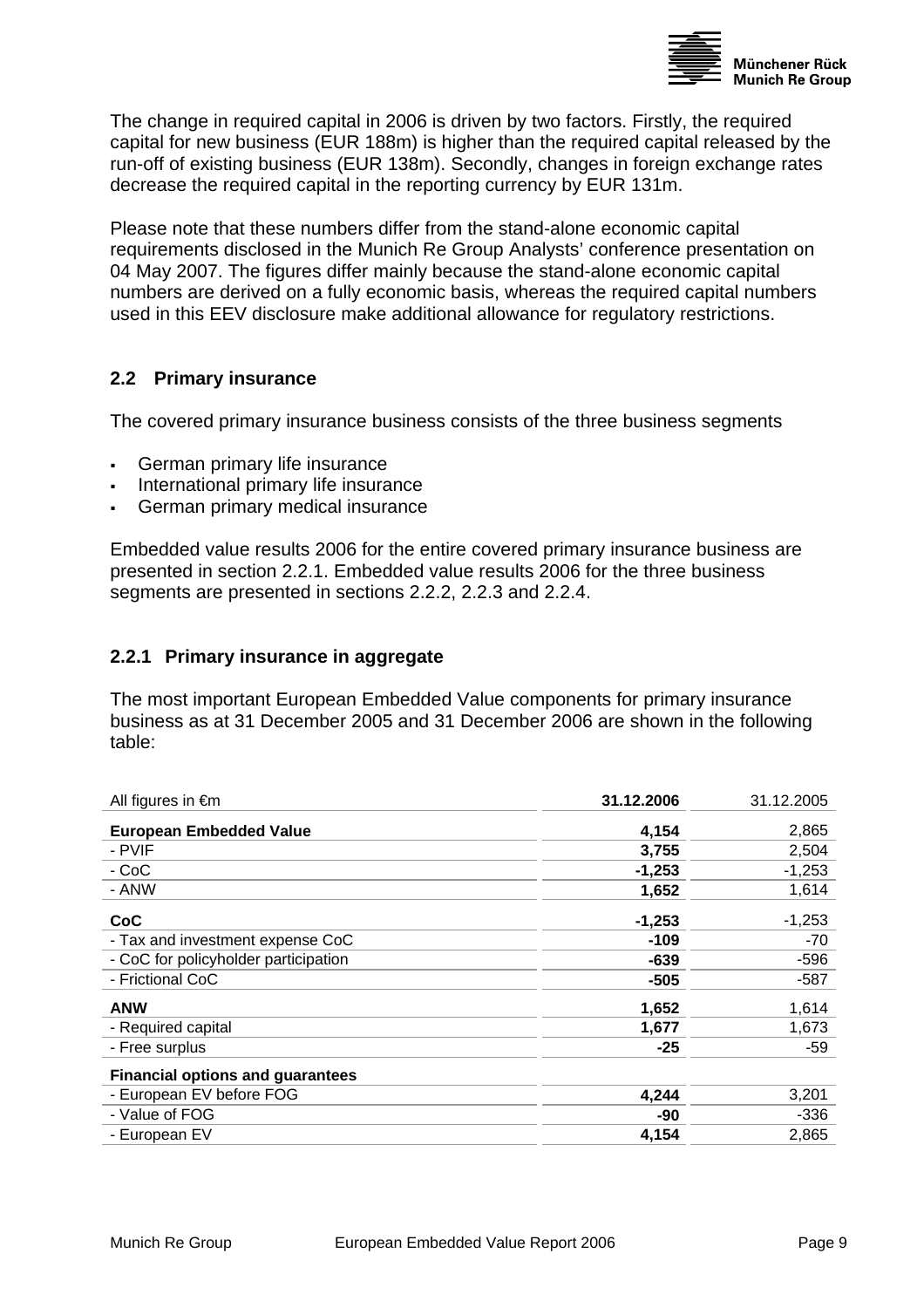The change in required capital in 2006 is driven by two factors. Firstly, the required capital for new business (EUR 188m) is higher than the required capital released by the run-off of existing business (EUR 138m). Secondly, changes in foreign exchange rates decrease the required capital in the reporting currency by EUR 131m.

Please note that these numbers differ from the stand-alone economic capital requirements disclosed in the Munich Re Group Analysts' conference presentation on 04 May 2007. The figures differ mainly because the stand-alone economic capital numbers are derived on a fully economic basis, whereas the required capital numbers used in this EEV disclosure make additional allowance for regulatory restrictions.

## 2.2 Primary insurance

The covered primary insurance business consists of the three business segments

- German primary life insurance
- International primary life insurance
- German primary medical insurance

Embedded value results 2006 for the entire covered primary insurance business are presented in section 2.2.1. Embedded value results 2006 for the three business segments are presented in sections 2.2.2, 2.2.3 and 2.2.4.

### 2.2.1 Primary insurance in aggregate

The most important European Embedded Value components for primary insurance business as at 31 December 2005 and 31 December 2006 are shown in the following table:

| All figures in €m | **31.12.2006** | 31.12.2005 |
|---|---|---|
| **European Embedded Value** | **4,154** | 2,865 |
| - PVIF | **3,755** | 2,504 |
| - CoC | **-1,253** | -1,253 |
| - ANW | **1,652** | 1,614 |
| **CoC** | **-1,253** | -1,253 |
| - Tax and investment expense CoC | **-109** | -70 |
| - CoC for policyholder participation | **-639** | -596 |
| - Frictional CoC | **-505** | -587 |
| **ANW** | **1,652** | 1,614 |
| - Required capital | **1,677** | 1,673 |
| - Free surplus | **-25** | -59 |
| **Financial options and guarantees** | | |
| - European EV before FOG | **4,244** | 3,201 |
| - Value of FOG | **-90** | -336 |
| - European EV | **4,154** | 2,865 |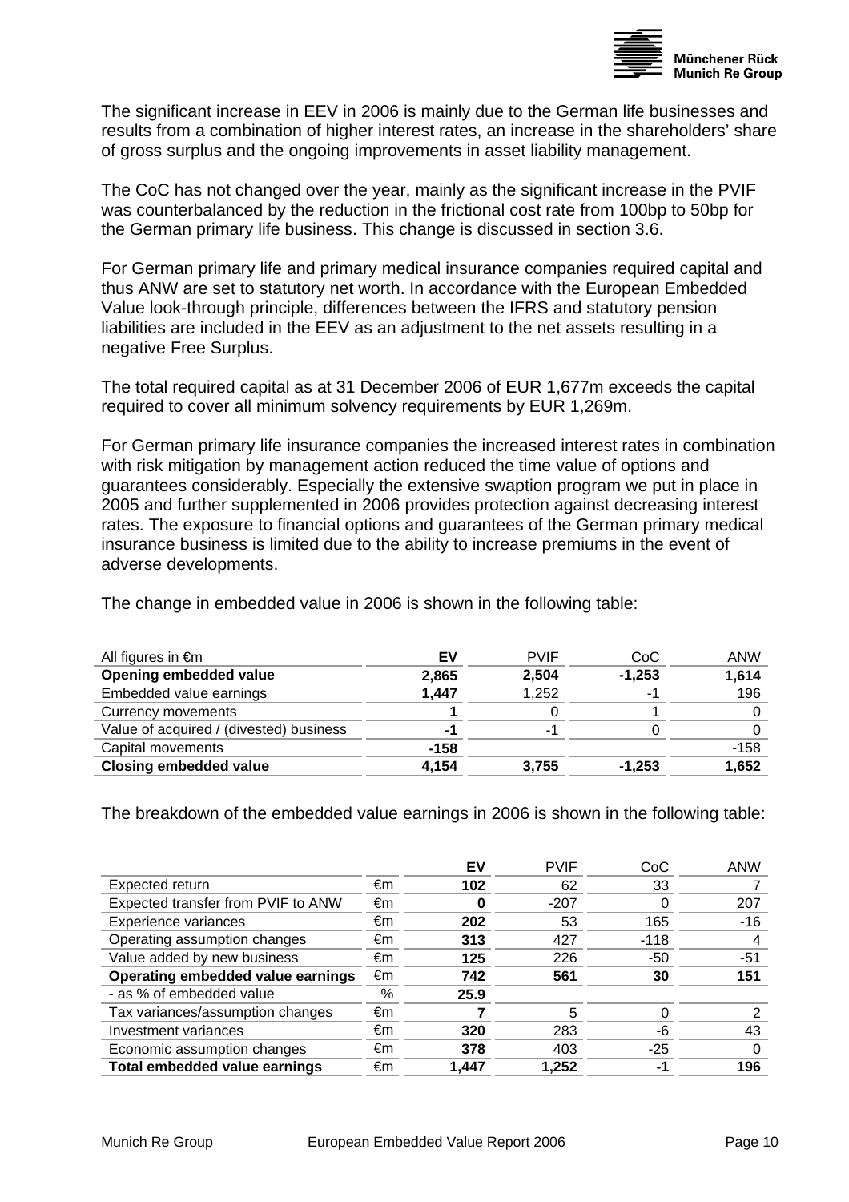The significant increase in EEV in 2006 is mainly due to the German life businesses and results from a combination of higher interest rates, an increase in the shareholders' share of gross surplus and the ongoing improvements in asset liability management.

The CoC has not changed over the year, mainly as the significant increase in the PVIF was counterbalanced by the reduction in the frictional cost rate from 100bp to 50bp for the German primary life business. This change is discussed in section 3.6.

For German primary life and primary medical insurance companies required capital and thus ANW are set to statutory net worth. In accordance with the European Embedded Value look-through principle, differences between the IFRS and statutory pension liabilities are included in the EEV as an adjustment to the net assets resulting in a negative Free Surplus.

The total required capital as at 31 December 2006 of EUR 1,677m exceeds the capital required to cover all minimum solvency requirements by EUR 1,269m.

For German primary life insurance companies the increased interest rates in combination with risk mitigation by management action reduced the time value of options and guarantees considerably. Especially the extensive swaption program we put in place in 2005 and further supplemented in 2006 provides protection against decreasing interest rates. The exposure to financial options and guarantees of the German primary medical insurance business is limited due to the ability to increase premiums in the event of adverse developments.

The change in embedded value in 2006 is shown in the following table:

| All figures in €m | EV | PVIF | CoC | ANW |
|---|---|---|---|---|
| **Opening embedded value** | **2,865** | **2,504** | **-1,253** | **1,614** |
| Embedded value earnings | **1,447** | 1,252 | -1 | 196 |
| Currency movements | **1** | 0 | 1 | 0 |
| Value of acquired / (divested) business | **-1** | -1 | 0 | 0 |
| Capital movements | **-158** | | | -158 |
| **Closing embedded value** | **4,154** | **3,755** | **-1,253** | **1,652** |

The breakdown of the embedded value earnings in 2006 is shown in the following table:

| | | EV | PVIF | CoC | ANW |
|---|---|---|---|---|---|
| Expected return | €m | **102** | 62 | 33 | 7 |
| Expected transfer from PVIF to ANW | €m | **0** | -207 | 0 | 207 |
| Experience variances | €m | **202** | 53 | 165 | -16 |
| Operating assumption changes | €m | **313** | 427 | -118 | 4 |
| Value added by new business | €m | **125** | 226 | -50 | -51 |
| **Operating embedded value earnings** | €m | **742** | **561** | **30** | **151** |
| - as % of embedded value | % | **25.9** | | | |
| Tax variances/assumption changes | €m | **7** | 5 | 0 | 2 |
| Investment variances | €m | **320** | 283 | -6 | 43 |
| Economic assumption changes | €m | **378** | 403 | -25 | 0 |
| **Total embedded value earnings** | €m | **1,447** | **1,252** | **-1** | **196** |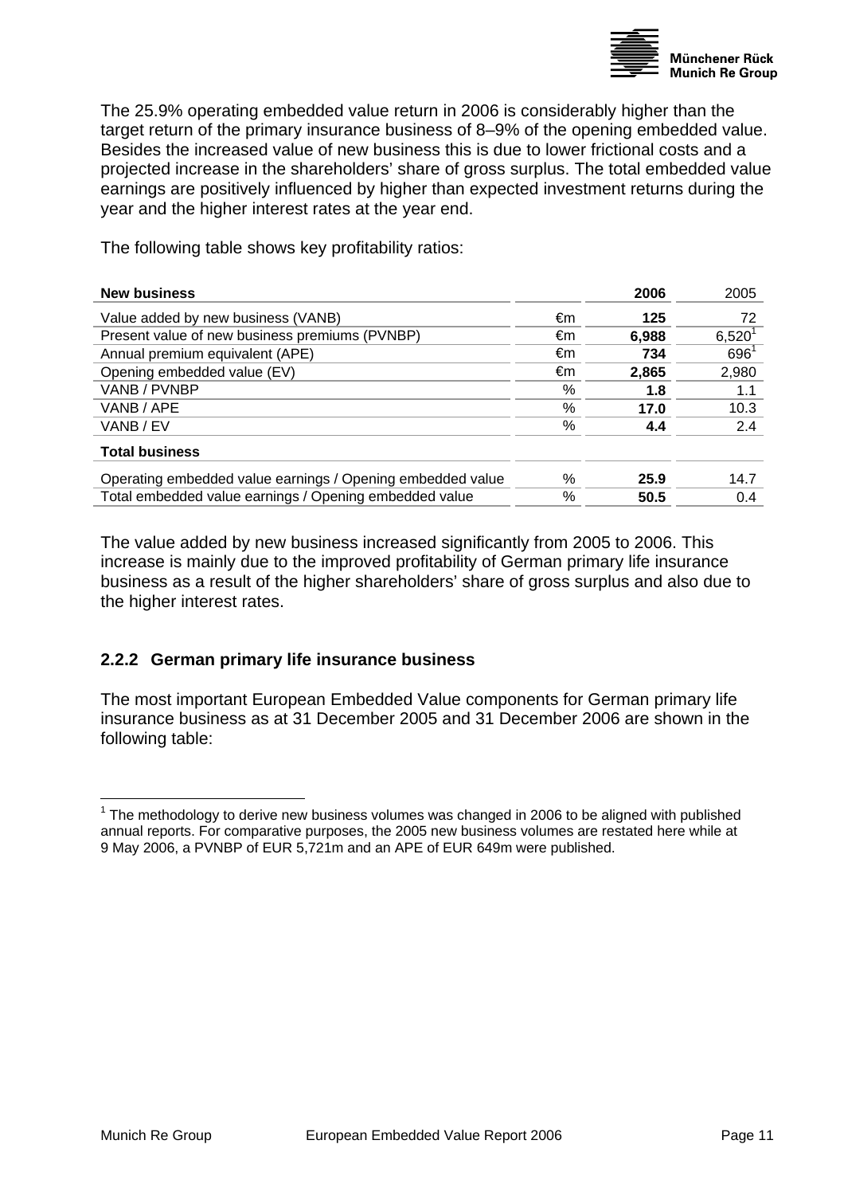The 25.9% operating embedded value return in 2006 is considerably higher than the target return of the primary insurance business of 8–9% of the opening embedded value. Besides the increased value of new business this is due to lower frictional costs and a projected increase in the shareholders' share of gross surplus. The total embedded value earnings are positively influenced by higher than expected investment returns during the year and the higher interest rates at the year end.

The following table shows key profitability ratios:

| **New business** | | **2006** | 2005 |
|---|---|---|---|
| Value added by new business (VANB) | €m | **125** | 72 |
| Present value of new business premiums (PVNBP) | €m | **6,988** | 6,520[1] |
| Annual premium equivalent (APE) | €m | **734** | 696[1] |
| Opening embedded value (EV) | €m | **2,865** | 2,980 |
| VANB / PVNBP | % | **1.8** | 1.1 |
| VANB / APE | % | **17.0** | 10.3 |
| VANB / EV | % | **4.4** | 2.4 |
| **Total business** | | | |
| Operating embedded value earnings / Opening embedded value | % | **25.9** | 14.7 |
| Total embedded value earnings / Opening embedded value | % | **50.5** | 0.4 |

The value added by new business increased significantly from 2005 to 2006. This increase is mainly due to the improved profitability of German primary life insurance business as a result of the higher shareholders' share of gross surplus and also due to the higher interest rates.

### 2.2.2 German primary life insurance business

The most important European Embedded Value components for German primary life insurance business as at 31 December 2005 and 31 December 2006 are shown in the following table:

[1] The methodology to derive new business volumes was changed in 2006 to be aligned with published annual reports. For comparative purposes, the 2005 new business volumes are restated here while at 9 May 2006, a PVNBP of EUR 5,721m and an APE of EUR 649m were published.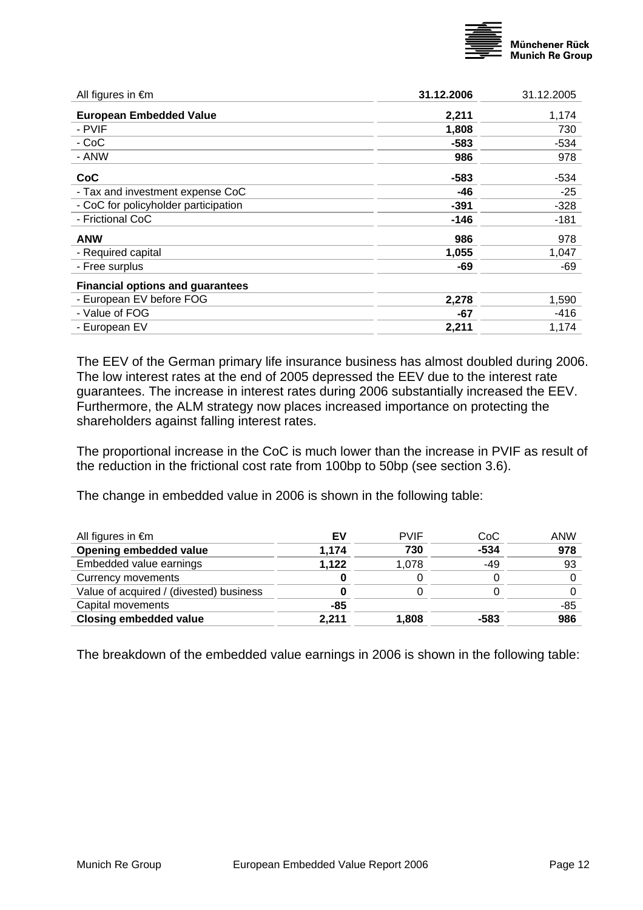| All figures in €m | **31.12.2006** | 31.12.2005 |
|---|---|---|
| **European Embedded Value** | **2,211** | 1,174 |
| - PVIF | **1,808** | 730 |
| - CoC | **-583** | -534 |
| - ANW | **986** | 978 |
| **CoC** | **-583** | -534 |
| - Tax and investment expense CoC | **-46** | -25 |
| - CoC for policyholder participation | **-391** | -328 |
| - Frictional CoC | **-146** | -181 |
| **ANW** | **986** | 978 |
| - Required capital | **1,055** | 1,047 |
| - Free surplus | **-69** | -69 |
| **Financial options and guarantees** | | |
| - European EV before FOG | **2,278** | 1,590 |
| - Value of FOG | **-67** | -416 |
| - European EV | **2,211** | 1,174 |

The EEV of the German primary life insurance business has almost doubled during 2006. The low interest rates at the end of 2005 depressed the EEV due to the interest rate guarantees. The increase in interest rates during 2006 substantially increased the EEV. Furthermore, the ALM strategy now places increased importance on protecting the shareholders against falling interest rates.

The proportional increase in the CoC is much lower than the increase in PVIF as result of the reduction in the frictional cost rate from 100bp to 50bp (see section 3.6).

The change in embedded value in 2006 is shown in the following table:

| All figures in €m | EV | PVIF | CoC | ANW |
|---|---|---|---|---|
| **Opening embedded value** | **1,174** | **730** | **-534** | **978** |
| Embedded value earnings | **1,122** | 1,078 | -49 | 93 |
| Currency movements | **0** | 0 | 0 | 0 |
| Value of acquired / (divested) business | **0** | 0 | 0 | 0 |
| Capital movements | **-85** | | | -85 |
| **Closing embedded value** | **2,211** | **1,808** | **-583** | **986** |

The breakdown of the embedded value earnings in 2006 is shown in the following table: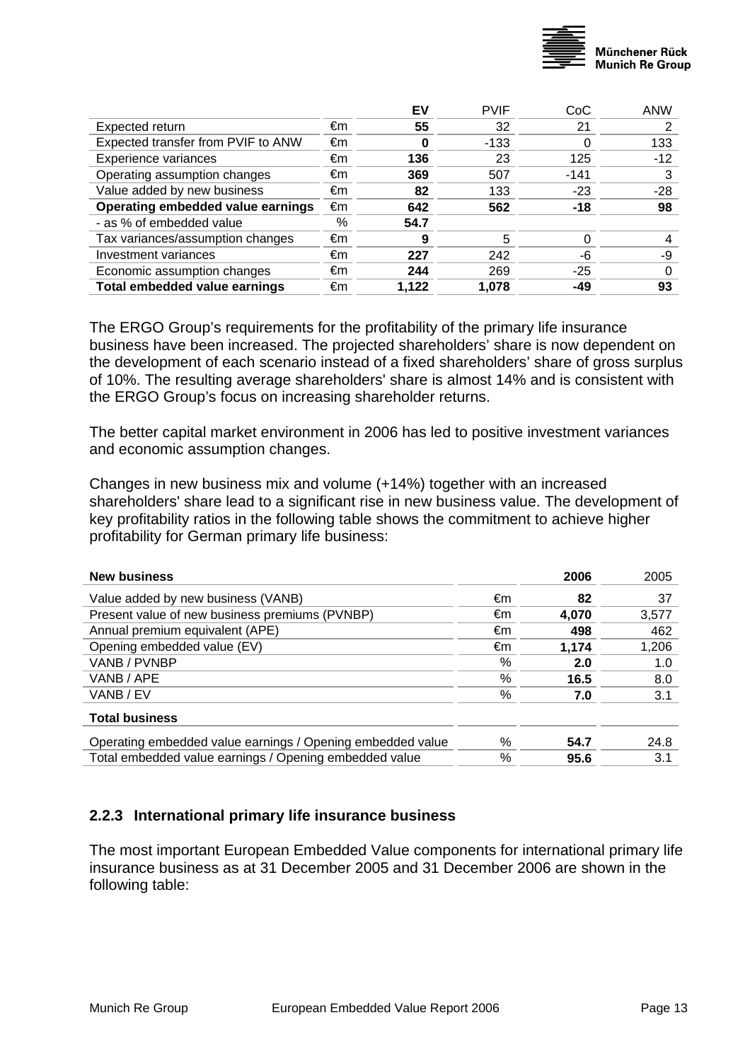| | | EV | PVIF | CoC | ANW |
|---|---|---|---|---|---|
| Expected return | €m | **55** | 32 | 21 | 2 |
| Expected transfer from PVIF to ANW | €m | **0** | -133 | 0 | 133 |
| Experience variances | €m | **136** | 23 | 125 | -12 |
| Operating assumption changes | €m | **369** | 507 | -141 | 3 |
| Value added by new business | €m | **82** | 133 | -23 | -28 |
| **Operating embedded value earnings** | €m | **642** | **562** | **-18** | **98** |
| - as % of embedded value | % | **54.7** | | | |
| Tax variances/assumption changes | €m | **9** | 5 | 0 | 4 |
| Investment variances | €m | **227** | 242 | -6 | -9 |
| Economic assumption changes | €m | **244** | 269 | -25 | 0 |
| **Total embedded value earnings** | €m | **1,122** | **1,078** | **-49** | **93** |

The ERGO Group's requirements for the profitability of the primary life insurance business have been increased. The projected shareholders' share is now dependent on the development of each scenario instead of a fixed shareholders' share of gross surplus of 10%. The resulting average shareholders' share is almost 14% and is consistent with the ERGO Group's focus on increasing shareholder returns.

The better capital market environment in 2006 has led to positive investment variances and economic assumption changes.

Changes in new business mix and volume (+14%) together with an increased shareholders' share lead to a significant rise in new business value. The development of key profitability ratios in the following table shows the commitment to achieve higher profitability for German primary life business:

| **New business** | | **2006** | 2005 |
|---|---|---|---|
| Value added by new business (VANB) | €m | **82** | 37 |
| Present value of new business premiums (PVNBP) | €m | **4,070** | 3,577 |
| Annual premium equivalent (APE) | €m | **498** | 462 |
| Opening embedded value (EV) | €m | **1,174** | 1,206 |
| VANB / PVNBP | % | **2.0** | 1.0 |
| VANB / APE | % | **16.5** | 8.0 |
| VANB / EV | % | **7.0** | 3.1 |
| **Total business** | | | |
| Operating embedded value earnings / Opening embedded value | % | **54.7** | 24.8 |
| Total embedded value earnings / Opening embedded value | % | **95.6** | 3.1 |

### 2.2.3 International primary life insurance business

The most important European Embedded Value components for international primary life insurance business as at 31 December 2005 and 31 December 2006 are shown in the following table: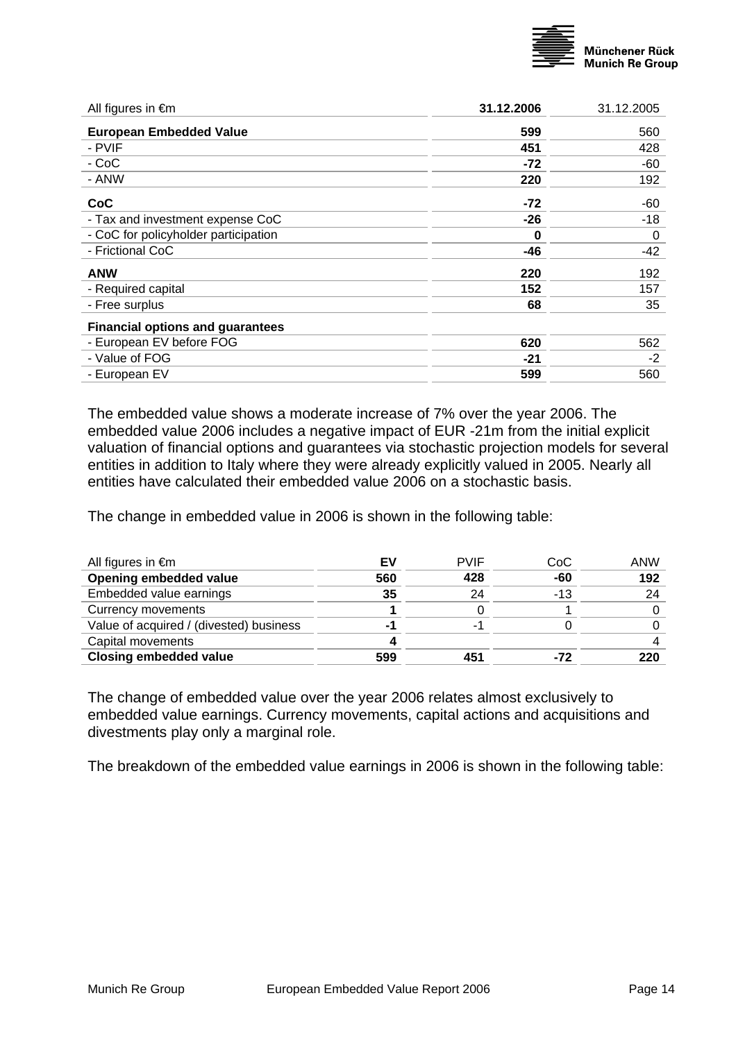| All figures in €m | **31.12.2006** | 31.12.2005 |
|---|---|---|
| **European Embedded Value** | **599** | 560 |
| - PVIF | **451** | 428 |
| - CoC | **-72** | -60 |
| - ANW | **220** | 192 |
| **CoC** | **-72** | -60 |
| - Tax and investment expense CoC | **-26** | -18 |
| - CoC for policyholder participation | **0** | 0 |
| - Frictional CoC | **-46** | -42 |
| **ANW** | **220** | 192 |
| - Required capital | **152** | 157 |
| - Free surplus | **68** | 35 |
| **Financial options and guarantees** | | |
| - European EV before FOG | **620** | 562 |
| - Value of FOG | **-21** | -2 |
| - European EV | **599** | 560 |

The embedded value shows a moderate increase of 7% over the year 2006. The embedded value 2006 includes a negative impact of EUR -21m from the initial explicit valuation of financial options and guarantees via stochastic projection models for several entities in addition to Italy where they were already explicitly valued in 2005. Nearly all entities have calculated their embedded value 2006 on a stochastic basis.

The change in embedded value in 2006 is shown in the following table:

| All figures in €m | EV | PVIF | CoC | ANW |
|---|---|---|---|---|
| **Opening embedded value** | **560** | **428** | **-60** | **192** |
| Embedded value earnings | **35** | 24 | -13 | 24 |
| Currency movements | **1** | 0 | 1 | 0 |
| Value of acquired / (divested) business | **-1** | -1 | 0 | 0 |
| Capital movements | **4** | | | 4 |
| **Closing embedded value** | **599** | **451** | **-72** | **220** |

The change of embedded value over the year 2006 relates almost exclusively to embedded value earnings. Currency movements, capital actions and acquisitions and divestments play only a marginal role.

The breakdown of the embedded value earnings in 2006 is shown in the following table: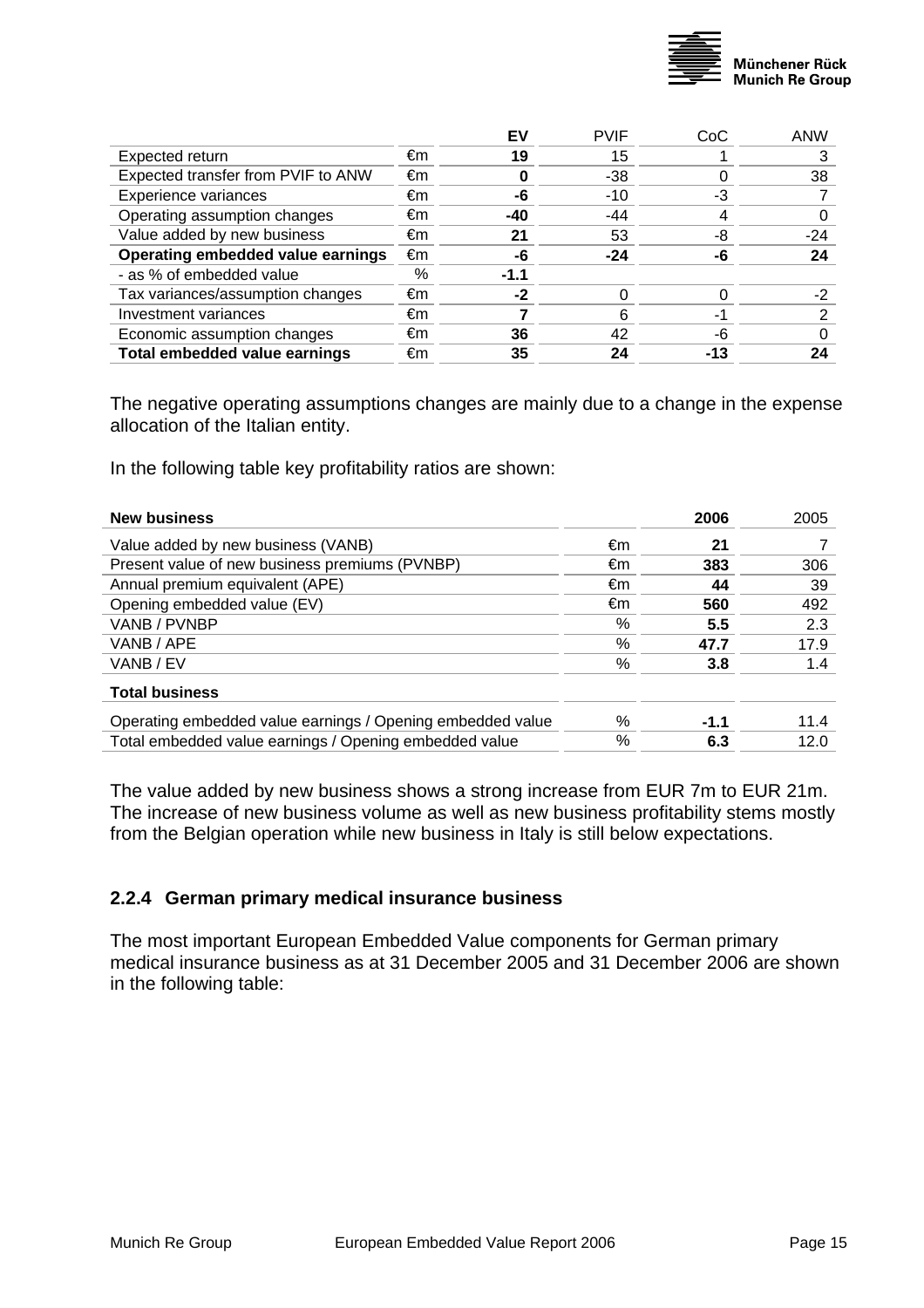| | | EV | PVIF | CoC | ANW |
|---|---|---|---|---|---|
| Expected return | €m | **19** | 15 | 1 | 3 |
| Expected transfer from PVIF to ANW | €m | **0** | -38 | 0 | 38 |
| Experience variances | €m | **-6** | -10 | -3 | 7 |
| Operating assumption changes | €m | **-40** | -44 | 4 | 0 |
| Value added by new business | €m | **21** | 53 | -8 | -24 |
| **Operating embedded value earnings** | €m | **-6** | **-24** | **-6** | **24** |
| - as % of embedded value | % | **-1.1** | | | |
| Tax variances/assumption changes | €m | **-2** | 0 | 0 | -2 |
| Investment variances | €m | **7** | 6 | -1 | 2 |
| Economic assumption changes | €m | **36** | 42 | -6 | 0 |
| **Total embedded value earnings** | €m | **35** | **24** | **-13** | **24** |

The negative operating assumptions changes are mainly due to a change in the expense allocation of the Italian entity.

In the following table key profitability ratios are shown:

| **New business** | | **2006** | 2005 |
|---|---|---|---|
| Value added by new business (VANB) | €m | **21** | 7 |
| Present value of new business premiums (PVNBP) | €m | **383** | 306 |
| Annual premium equivalent (APE) | €m | **44** | 39 |
| Opening embedded value (EV) | €m | **560** | 492 |
| VANB / PVNBP | % | **5.5** | 2.3 |
| VANB / APE | % | **47.7** | 17.9 |
| VANB / EV | % | **3.8** | 1.4 |
| **Total business** | | | |
| Operating embedded value earnings / Opening embedded value | % | **-1.1** | 11.4 |
| Total embedded value earnings / Opening embedded value | % | **6.3** | 12.0 |

The value added by new business shows a strong increase from EUR 7m to EUR 21m. The increase of new business volume as well as new business profitability stems mostly from the Belgian operation while new business in Italy is still below expectations.

### 2.2.4 German primary medical insurance business

The most important European Embedded Value components for German primary medical insurance business as at 31 December 2005 and 31 December 2006 are shown in the following table: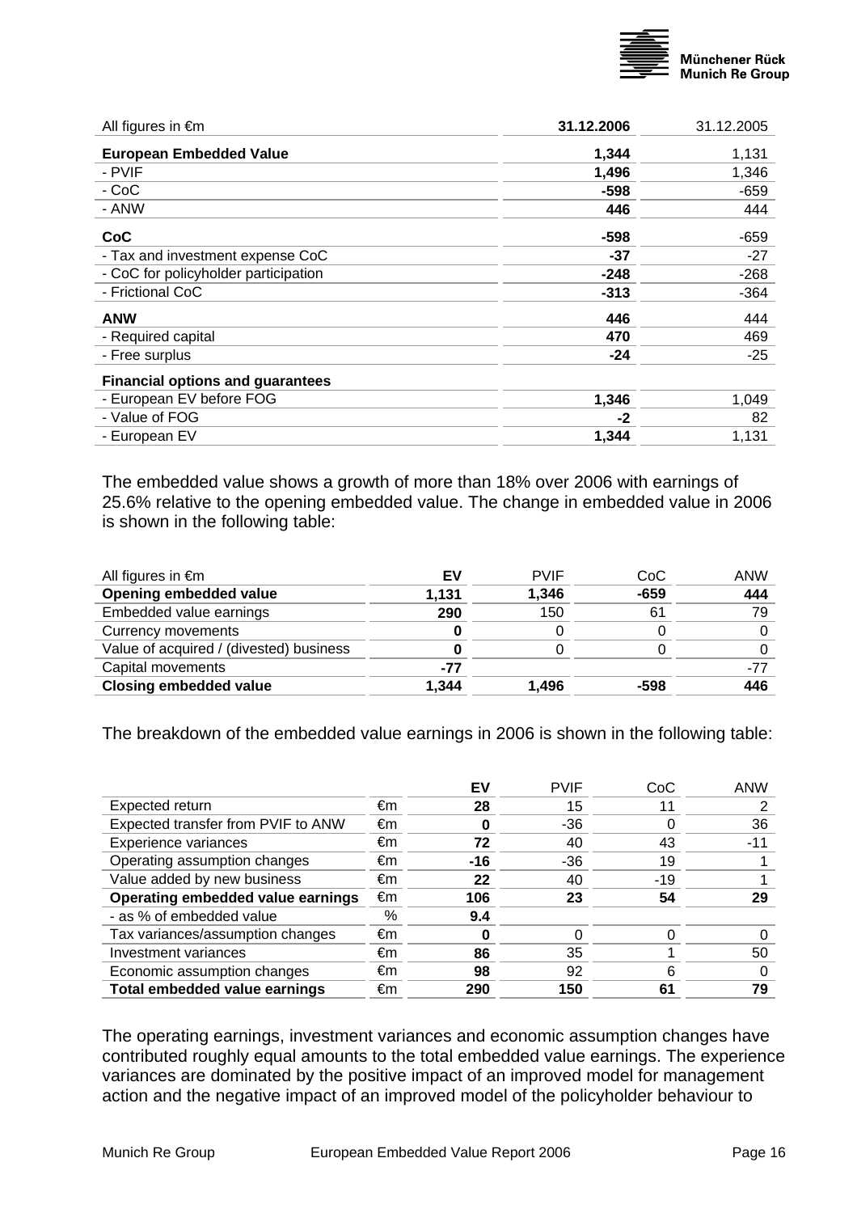| All figures in €m | **31.12.2006** | 31.12.2005 |
| --- | --- | --- |
| **European Embedded Value** | **1,344** | 1,131 |
| - PVIF | **1,496** | 1,346 |
| - CoC | **-598** | -659 |
| - ANW | **446** | 444 |
| **CoC** | **-598** | -659 |
| - Tax and investment expense CoC | **-37** | -27 |
| - CoC for policyholder participation | **-248** | -268 |
| - Frictional CoC | **-313** | -364 |
| **ANW** | **446** | 444 |
| - Required capital | **470** | 469 |
| - Free surplus | **-24** | -25 |
| **Financial options and guarantees** | | |
| - European EV before FOG | **1,346** | 1,049 |
| - Value of FOG | **-2** | 82 |
| - European EV | **1,344** | 1,131 |

The embedded value shows a growth of more than 18% over 2006 with earnings of 25.6% relative to the opening embedded value. The change in embedded value in 2006 is shown in the following table:

| All figures in €m | **EV** | PVIF | CoC | ANW |
| --- | --- | --- | --- | --- |
| **Opening embedded value** | **1,131** | **1,346** | **-659** | **444** |
| Embedded value earnings | **290** | 150 | 61 | 79 |
| Currency movements | **0** | 0 | 0 | 0 |
| Value of acquired / (divested) business | **0** | 0 | 0 | 0 |
| Capital movements | **-77** | | | -77 |
| **Closing embedded value** | **1,344** | **1,496** | **-598** | **446** |

The breakdown of the embedded value earnings in 2006 is shown in the following table:

| | | **EV** | PVIF | CoC | ANW |
| --- | --- | --- | --- | --- | --- |
| Expected return | €m | **28** | 15 | 11 | 2 |
| Expected transfer from PVIF to ANW | €m | **0** | -36 | 0 | 36 |
| Experience variances | €m | **72** | 40 | 43 | -11 |
| Operating assumption changes | €m | **-16** | -36 | 19 | 1 |
| Value added by new business | €m | **22** | 40 | -19 | 1 |
| **Operating embedded value earnings** | €m | **106** | **23** | **54** | **29** |
| - as % of embedded value | % | **9.4** | | | |
| Tax variances/assumption changes | €m | **0** | 0 | 0 | 0 |
| Investment variances | €m | **86** | 35 | 1 | 50 |
| Economic assumption changes | €m | **98** | 92 | 6 | 0 |
| **Total embedded value earnings** | €m | **290** | **150** | **61** | **79** |

The operating earnings, investment variances and economic assumption changes have contributed roughly equal amounts to the total embedded value earnings. The experience variances are dominated by the positive impact of an improved model for management action and the negative impact of an improved model of the policyholder behaviour to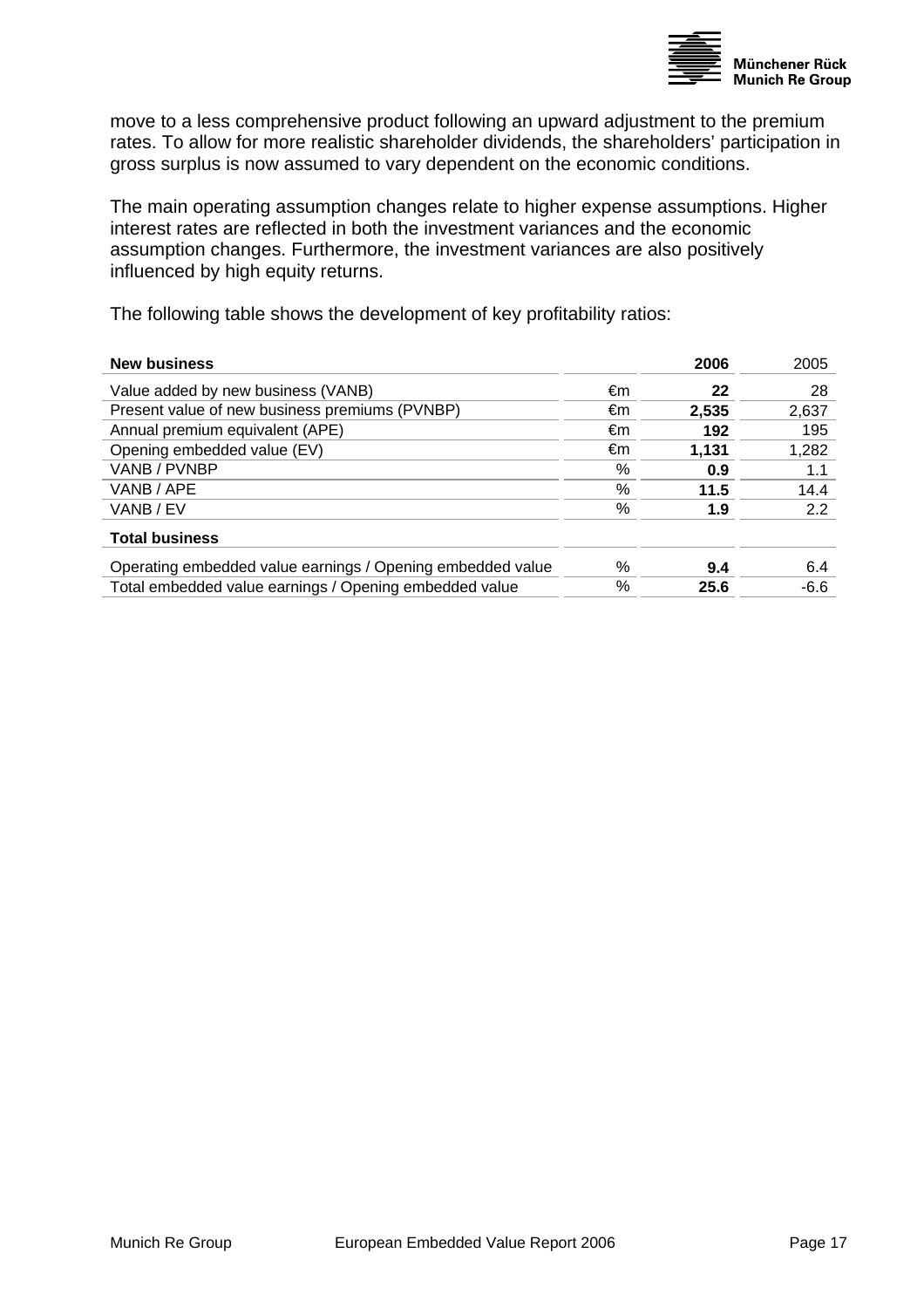move to a less comprehensive product following an upward adjustment to the premium rates. To allow for more realistic shareholder dividends, the shareholders' participation in gross surplus is now assumed to vary dependent on the economic conditions.

The main operating assumption changes relate to higher expense assumptions. Higher interest rates are reflected in both the investment variances and the economic assumption changes. Furthermore, the investment variances are also positively influenced by high equity returns.

The following table shows the development of key profitability ratios:

| **New business** | | **2006** | 2005 |
|---|---|---|---|
| Value added by new business (VANB) | €m | **22** | 28 |
| Present value of new business premiums (PVNBP) | €m | **2,535** | 2,637 |
| Annual premium equivalent (APE) | €m | **192** | 195 |
| Opening embedded value (EV) | €m | **1,131** | 1,282 |
| VANB / PVNBP | % | **0.9** | 1.1 |
| VANB / APE | % | **11.5** | 14.4 |
| VANB / EV | % | **1.9** | 2.2 |
| **Total business** | | | |
| Operating embedded value earnings / Opening embedded value | % | **9.4** | 6.4 |
| Total embedded value earnings / Opening embedded value | % | **25.6** | -6.6 |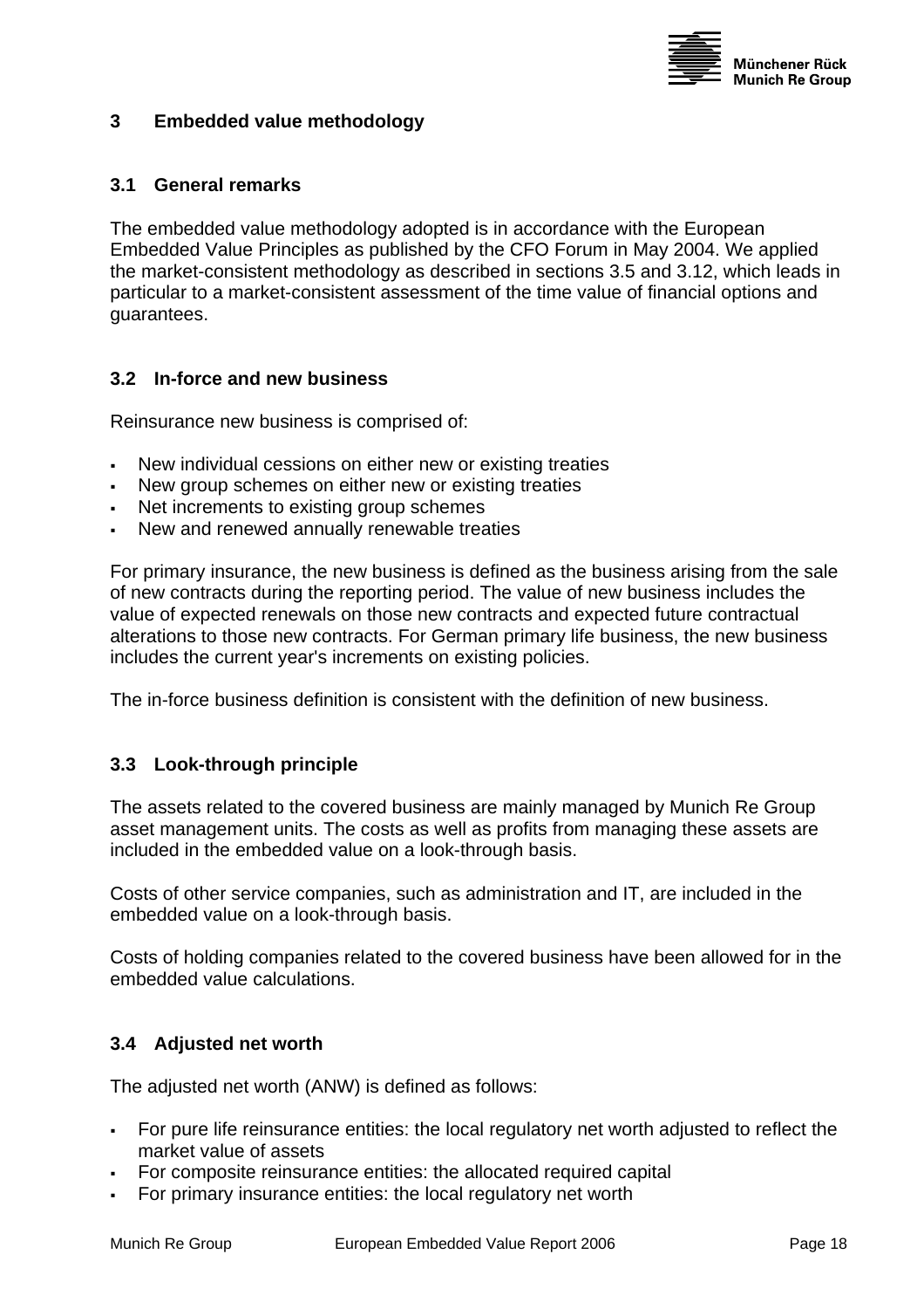# 3 Embedded value methodology

## 3.1 General remarks

The embedded value methodology adopted is in accordance with the European Embedded Value Principles as published by the CFO Forum in May 2004. We applied the market-consistent methodology as described in sections 3.5 and 3.12, which leads in particular to a market-consistent assessment of the time value of financial options and guarantees.

## 3.2 In-force and new business

Reinsurance new business is comprised of:

- New individual cessions on either new or existing treaties
- New group schemes on either new or existing treaties
- Net increments to existing group schemes
- New and renewed annually renewable treaties

For primary insurance, the new business is defined as the business arising from the sale of new contracts during the reporting period. The value of new business includes the value of expected renewals on those new contracts and expected future contractual alterations to those new contracts. For German primary life business, the new business includes the current year's increments on existing policies.

The in-force business definition is consistent with the definition of new business.

## 3.3 Look-through principle

The assets related to the covered business are mainly managed by Munich Re Group asset management units. The costs as well as profits from managing these assets are included in the embedded value on a look-through basis.

Costs of other service companies, such as administration and IT, are included in the embedded value on a look-through basis.

Costs of holding companies related to the covered business have been allowed for in the embedded value calculations.

## 3.4 Adjusted net worth

The adjusted net worth (ANW) is defined as follows:

- For pure life reinsurance entities: the local regulatory net worth adjusted to reflect the market value of assets
- For composite reinsurance entities: the allocated required capital
- For primary insurance entities: the local regulatory net worth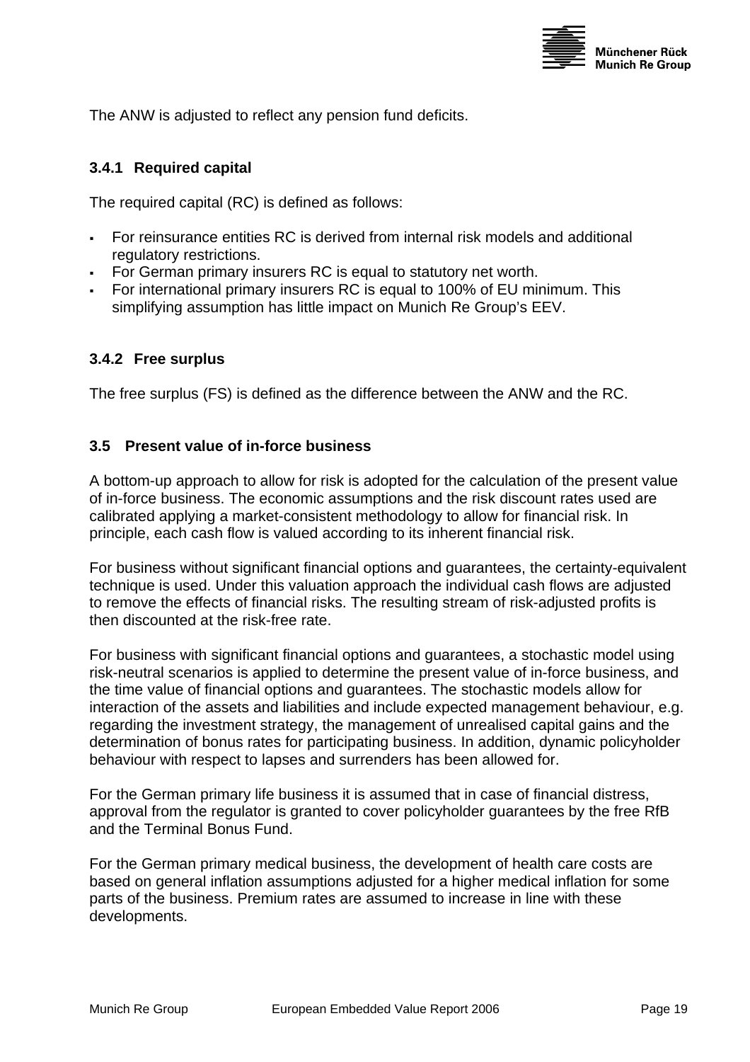The ANW is adjusted to reflect any pension fund deficits.

### 3.4.1 Required capital

The required capital (RC) is defined as follows:

- For reinsurance entities RC is derived from internal risk models and additional regulatory restrictions.
- For German primary insurers RC is equal to statutory net worth.
- For international primary insurers RC is equal to 100% of EU minimum. This simplifying assumption has little impact on Munich Re Group's EEV.

### 3.4.2 Free surplus

The free surplus (FS) is defined as the difference between the ANW and the RC.

## 3.5 Present value of in-force business

A bottom-up approach to allow for risk is adopted for the calculation of the present value of in-force business. The economic assumptions and the risk discount rates used are calibrated applying a market-consistent methodology to allow for financial risk. In principle, each cash flow is valued according to its inherent financial risk.

For business without significant financial options and guarantees, the certainty-equivalent technique is used. Under this valuation approach the individual cash flows are adjusted to remove the effects of financial risks. The resulting stream of risk-adjusted profits is then discounted at the risk-free rate.

For business with significant financial options and guarantees, a stochastic model using risk-neutral scenarios is applied to determine the present value of in-force business, and the time value of financial options and guarantees. The stochastic models allow for interaction of the assets and liabilities and include expected management behaviour, e.g. regarding the investment strategy, the management of unrealised capital gains and the determination of bonus rates for participating business. In addition, dynamic policyholder behaviour with respect to lapses and surrenders has been allowed for.

For the German primary life business it is assumed that in case of financial distress, approval from the regulator is granted to cover policyholder guarantees by the free RfB and the Terminal Bonus Fund.

For the German primary medical business, the development of health care costs are based on general inflation assumptions adjusted for a higher medical inflation for some parts of the business. Premium rates are assumed to increase in line with these developments.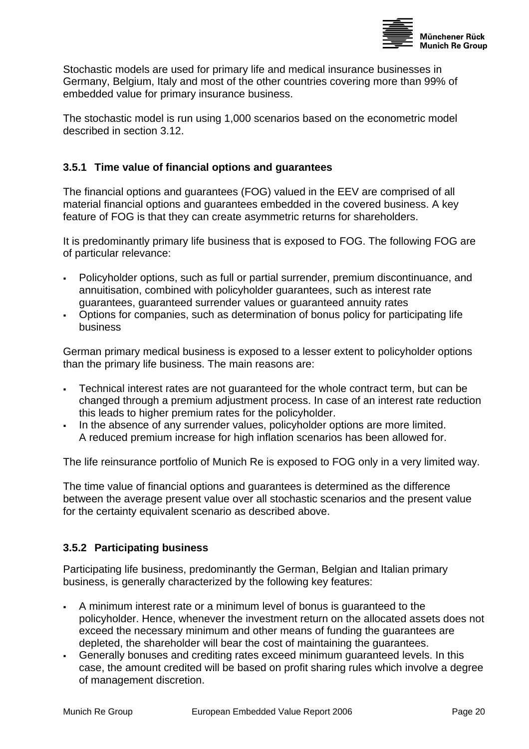Stochastic models are used for primary life and medical insurance businesses in Germany, Belgium, Italy and most of the other countries covering more than 99% of embedded value for primary insurance business.

The stochastic model is run using 1,000 scenarios based on the econometric model described in section 3.12.

### 3.5.1 Time value of financial options and guarantees

The financial options and guarantees (FOG) valued in the EEV are comprised of all material financial options and guarantees embedded in the covered business. A key feature of FOG is that they can create asymmetric returns for shareholders.

It is predominantly primary life business that is exposed to FOG. The following FOG are of particular relevance:

- Policyholder options, such as full or partial surrender, premium discontinuance, and annuitisation, combined with policyholder guarantees, such as interest rate guarantees, guaranteed surrender values or guaranteed annuity rates
- Options for companies, such as determination of bonus policy for participating life business

German primary medical business is exposed to a lesser extent to policyholder options than the primary life business. The main reasons are:

- Technical interest rates are not guaranteed for the whole contract term, but can be changed through a premium adjustment process. In case of an interest rate reduction this leads to higher premium rates for the policyholder.
- In the absence of any surrender values, policyholder options are more limited. A reduced premium increase for high inflation scenarios has been allowed for.

The life reinsurance portfolio of Munich Re is exposed to FOG only in a very limited way.

The time value of financial options and guarantees is determined as the difference between the average present value over all stochastic scenarios and the present value for the certainty equivalent scenario as described above.

### 3.5.2 Participating business

Participating life business, predominantly the German, Belgian and Italian primary business, is generally characterized by the following key features:

- A minimum interest rate or a minimum level of bonus is guaranteed to the policyholder. Hence, whenever the investment return on the allocated assets does not exceed the necessary minimum and other means of funding the guarantees are depleted, the shareholder will bear the cost of maintaining the guarantees.
- Generally bonuses and crediting rates exceed minimum guaranteed levels. In this case, the amount credited will be based on profit sharing rules which involve a degree of management discretion.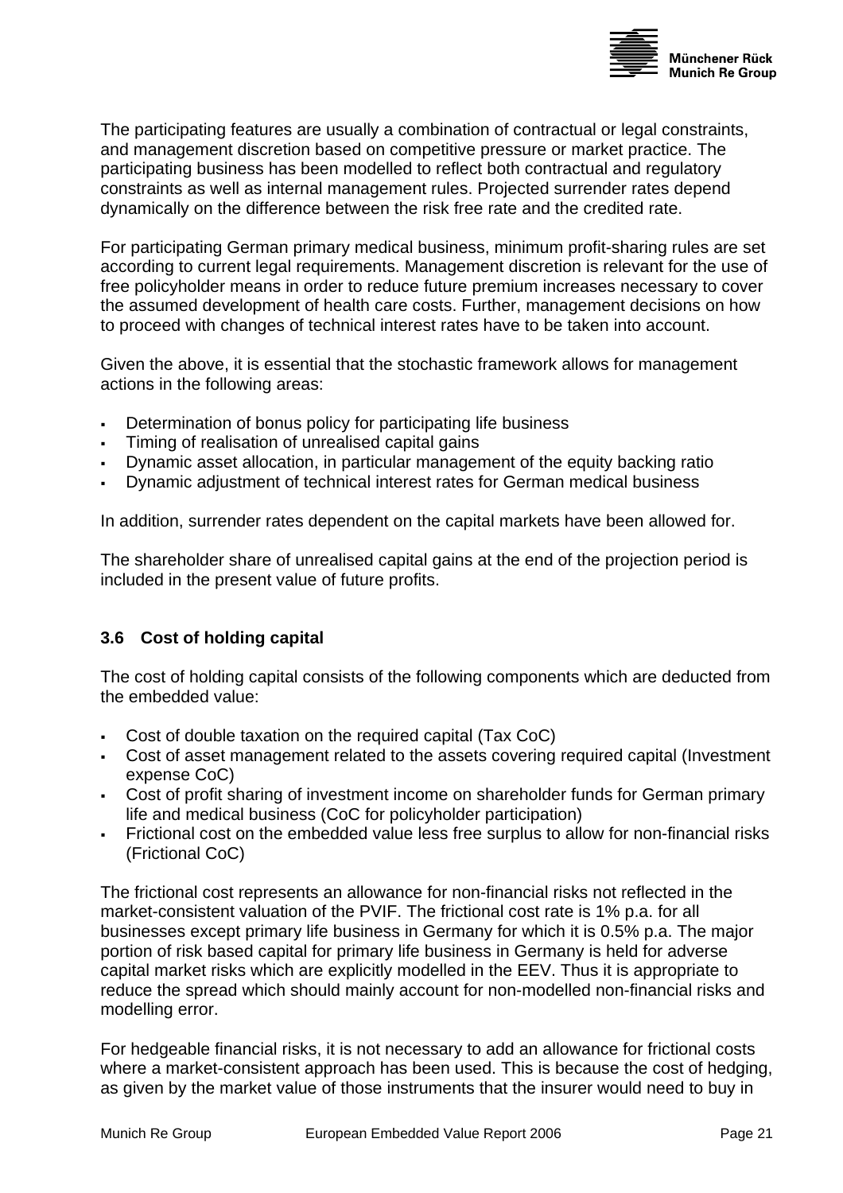The participating features are usually a combination of contractual or legal constraints, and management discretion based on competitive pressure or market practice. The participating business has been modelled to reflect both contractual and regulatory constraints as well as internal management rules. Projected surrender rates depend dynamically on the difference between the risk free rate and the credited rate.

For participating German primary medical business, minimum profit-sharing rules are set according to current legal requirements. Management discretion is relevant for the use of free policyholder means in order to reduce future premium increases necessary to cover the assumed development of health care costs. Further, management decisions on how to proceed with changes of technical interest rates have to be taken into account.

Given the above, it is essential that the stochastic framework allows for management actions in the following areas:

- Determination of bonus policy for participating life business
- Timing of realisation of unrealised capital gains
- Dynamic asset allocation, in particular management of the equity backing ratio
- Dynamic adjustment of technical interest rates for German medical business

In addition, surrender rates dependent on the capital markets have been allowed for.

The shareholder share of unrealised capital gains at the end of the projection period is included in the present value of future profits.

### 3.6 Cost of holding capital

The cost of holding capital consists of the following components which are deducted from the embedded value:

- Cost of double taxation on the required capital (Tax CoC)
- Cost of asset management related to the assets covering required capital (Investment expense CoC)
- Cost of profit sharing of investment income on shareholder funds for German primary life and medical business (CoC for policyholder participation)
- Frictional cost on the embedded value less free surplus to allow for non-financial risks (Frictional CoC)

The frictional cost represents an allowance for non-financial risks not reflected in the market-consistent valuation of the PVIF. The frictional cost rate is 1% p.a. for all businesses except primary life business in Germany for which it is 0.5% p.a. The major portion of risk based capital for primary life business in Germany is held for adverse capital market risks which are explicitly modelled in the EEV. Thus it is appropriate to reduce the spread which should mainly account for non-modelled non-financial risks and modelling error.

For hedgeable financial risks, it is not necessary to add an allowance for frictional costs where a market-consistent approach has been used. This is because the cost of hedging, as given by the market value of those instruments that the insurer would need to buy in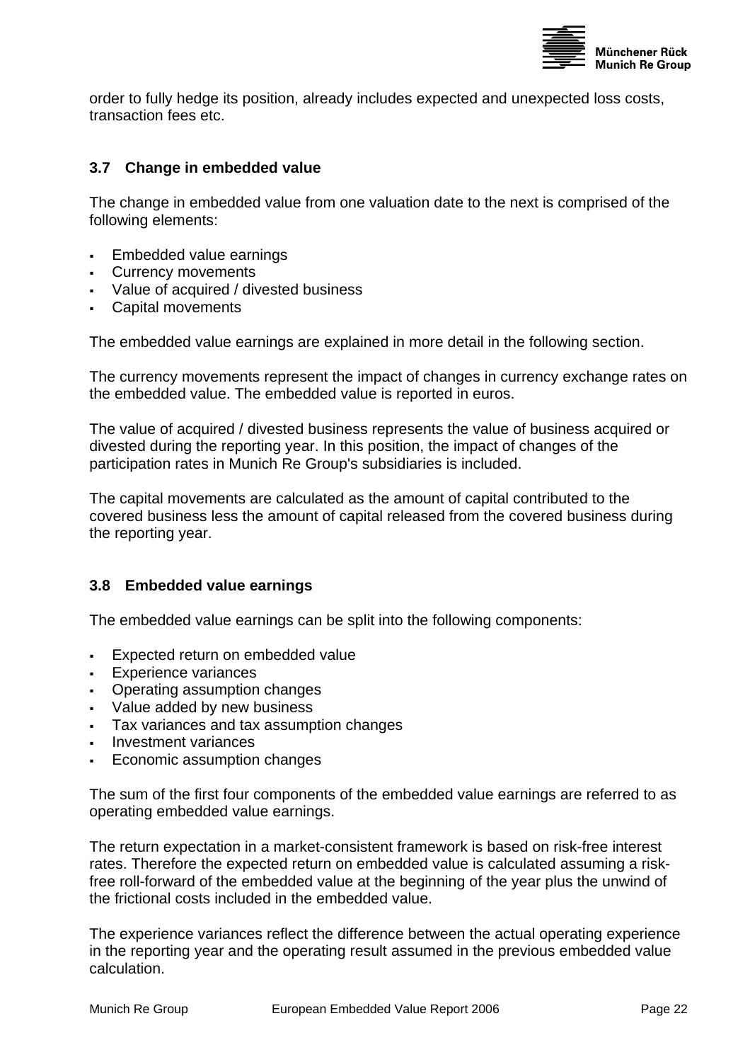order to fully hedge its position, already includes expected and unexpected loss costs, transaction fees etc.

### 3.7 Change in embedded value

The change in embedded value from one valuation date to the next is comprised of the following elements:

- Embedded value earnings
- Currency movements
- Value of acquired / divested business
- Capital movements

The embedded value earnings are explained in more detail in the following section.

The currency movements represent the impact of changes in currency exchange rates on the embedded value. The embedded value is reported in euros.

The value of acquired / divested business represents the value of business acquired or divested during the reporting year. In this position, the impact of changes of the participation rates in Munich Re Group's subsidiaries is included.

The capital movements are calculated as the amount of capital contributed to the covered business less the amount of capital released from the covered business during the reporting year.

### 3.8 Embedded value earnings

The embedded value earnings can be split into the following components:

- Expected return on embedded value
- Experience variances
- Operating assumption changes
- Value added by new business
- Tax variances and tax assumption changes
- Investment variances
- Economic assumption changes

The sum of the first four components of the embedded value earnings are referred to as operating embedded value earnings.

The return expectation in a market-consistent framework is based on risk-free interest rates. Therefore the expected return on embedded value is calculated assuming a risk-free roll-forward of the embedded value at the beginning of the year plus the unwind of the frictional costs included in the embedded value.

The experience variances reflect the difference between the actual operating experience in the reporting year and the operating result assumed in the previous embedded value calculation.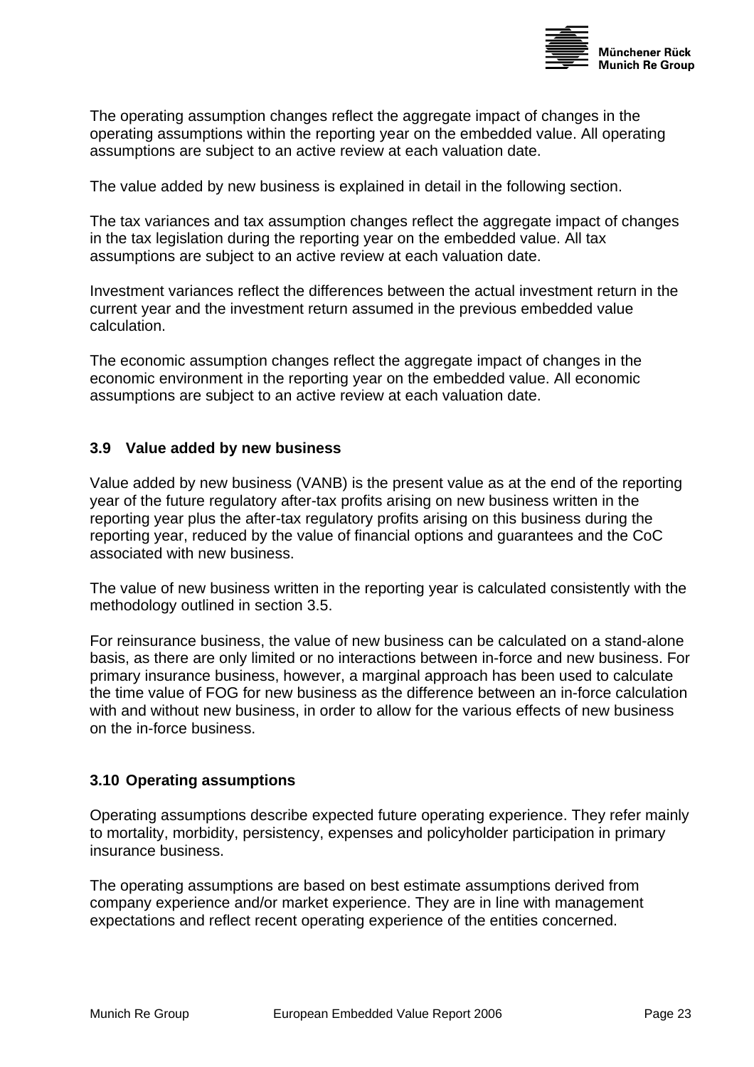The operating assumption changes reflect the aggregate impact of changes in the operating assumptions within the reporting year on the embedded value. All operating assumptions are subject to an active review at each valuation date.

The value added by new business is explained in detail in the following section.

The tax variances and tax assumption changes reflect the aggregate impact of changes in the tax legislation during the reporting year on the embedded value. All tax assumptions are subject to an active review at each valuation date.

Investment variances reflect the differences between the actual investment return in the current year and the investment return assumed in the previous embedded value calculation.

The economic assumption changes reflect the aggregate impact of changes in the economic environment in the reporting year on the embedded value. All economic assumptions are subject to an active review at each valuation date.

## 3.9 Value added by new business

Value added by new business (VANB) is the present value as at the end of the reporting year of the future regulatory after-tax profits arising on new business written in the reporting year plus the after-tax regulatory profits arising on this business during the reporting year, reduced by the value of financial options and guarantees and the CoC associated with new business.

The value of new business written in the reporting year is calculated consistently with the methodology outlined in section 3.5.

For reinsurance business, the value of new business can be calculated on a stand-alone basis, as there are only limited or no interactions between in-force and new business. For primary insurance business, however, a marginal approach has been used to calculate the time value of FOG for new business as the difference between an in-force calculation with and without new business, in order to allow for the various effects of new business on the in-force business.

## 3.10 Operating assumptions

Operating assumptions describe expected future operating experience. They refer mainly to mortality, morbidity, persistency, expenses and policyholder participation in primary insurance business.

The operating assumptions are based on best estimate assumptions derived from company experience and/or market experience. They are in line with management expectations and reflect recent operating experience of the entities concerned.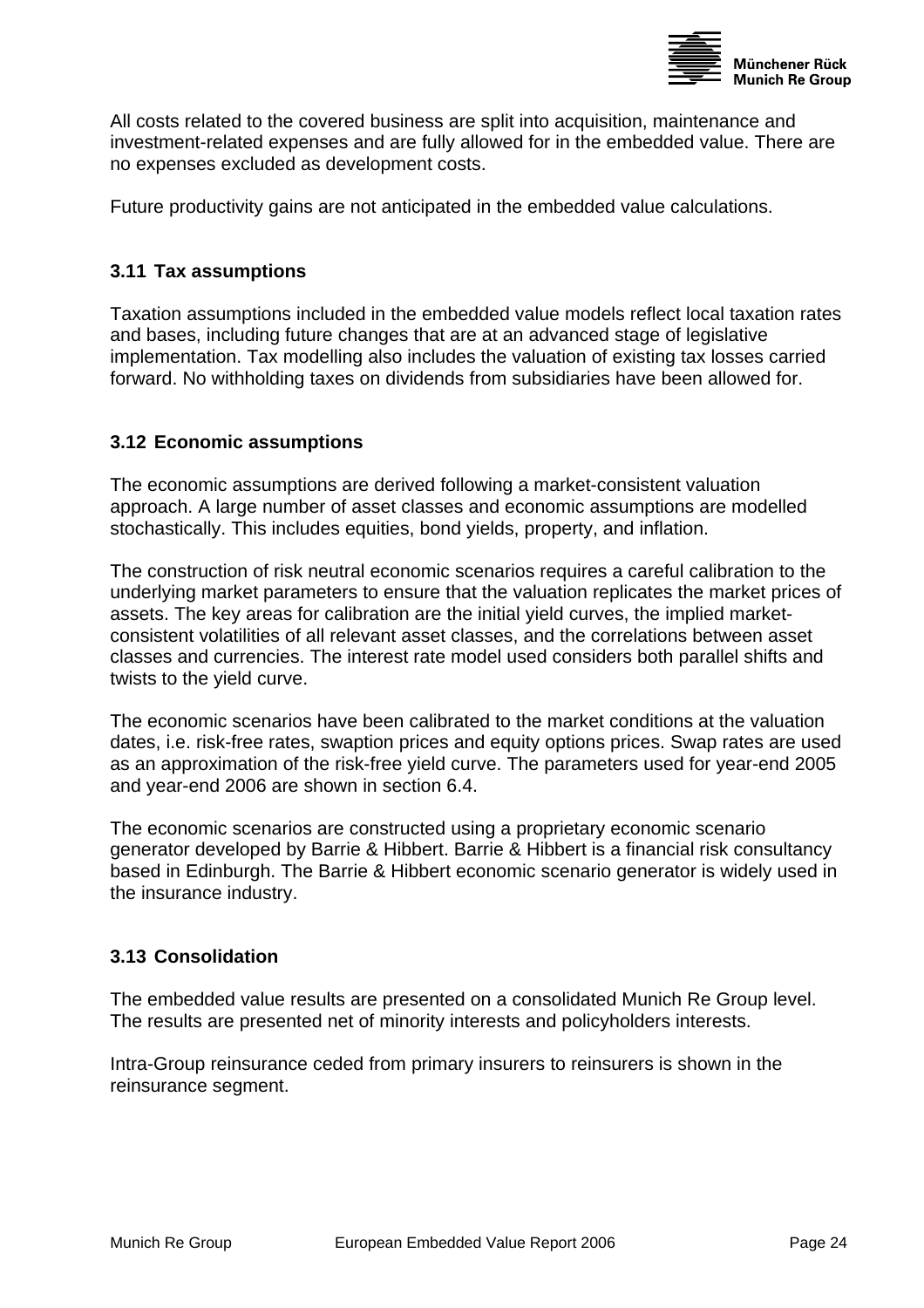All costs related to the covered business are split into acquisition, maintenance and investment-related expenses and are fully allowed for in the embedded value. There are no expenses excluded as development costs.

Future productivity gains are not anticipated in the embedded value calculations.

### 3.11 Tax assumptions

Taxation assumptions included in the embedded value models reflect local taxation rates and bases, including future changes that are at an advanced stage of legislative implementation. Tax modelling also includes the valuation of existing tax losses carried forward. No withholding taxes on dividends from subsidiaries have been allowed for.

### 3.12 Economic assumptions

The economic assumptions are derived following a market-consistent valuation approach. A large number of asset classes and economic assumptions are modelled stochastically. This includes equities, bond yields, property, and inflation.

The construction of risk neutral economic scenarios requires a careful calibration to the underlying market parameters to ensure that the valuation replicates the market prices of assets. The key areas for calibration are the initial yield curves, the implied market-consistent volatilities of all relevant asset classes, and the correlations between asset classes and currencies. The interest rate model used considers both parallel shifts and twists to the yield curve.

The economic scenarios have been calibrated to the market conditions at the valuation dates, i.e. risk-free rates, swaption prices and equity options prices. Swap rates are used as an approximation of the risk-free yield curve. The parameters used for year-end 2005 and year-end 2006 are shown in section 6.4.

The economic scenarios are constructed using a proprietary economic scenario generator developed by Barrie & Hibbert. Barrie & Hibbert is a financial risk consultancy based in Edinburgh. The Barrie & Hibbert economic scenario generator is widely used in the insurance industry.

### 3.13 Consolidation

The embedded value results are presented on a consolidated Munich Re Group level. The results are presented net of minority interests and policyholders interests.

Intra-Group reinsurance ceded from primary insurers to reinsurers is shown in the reinsurance segment.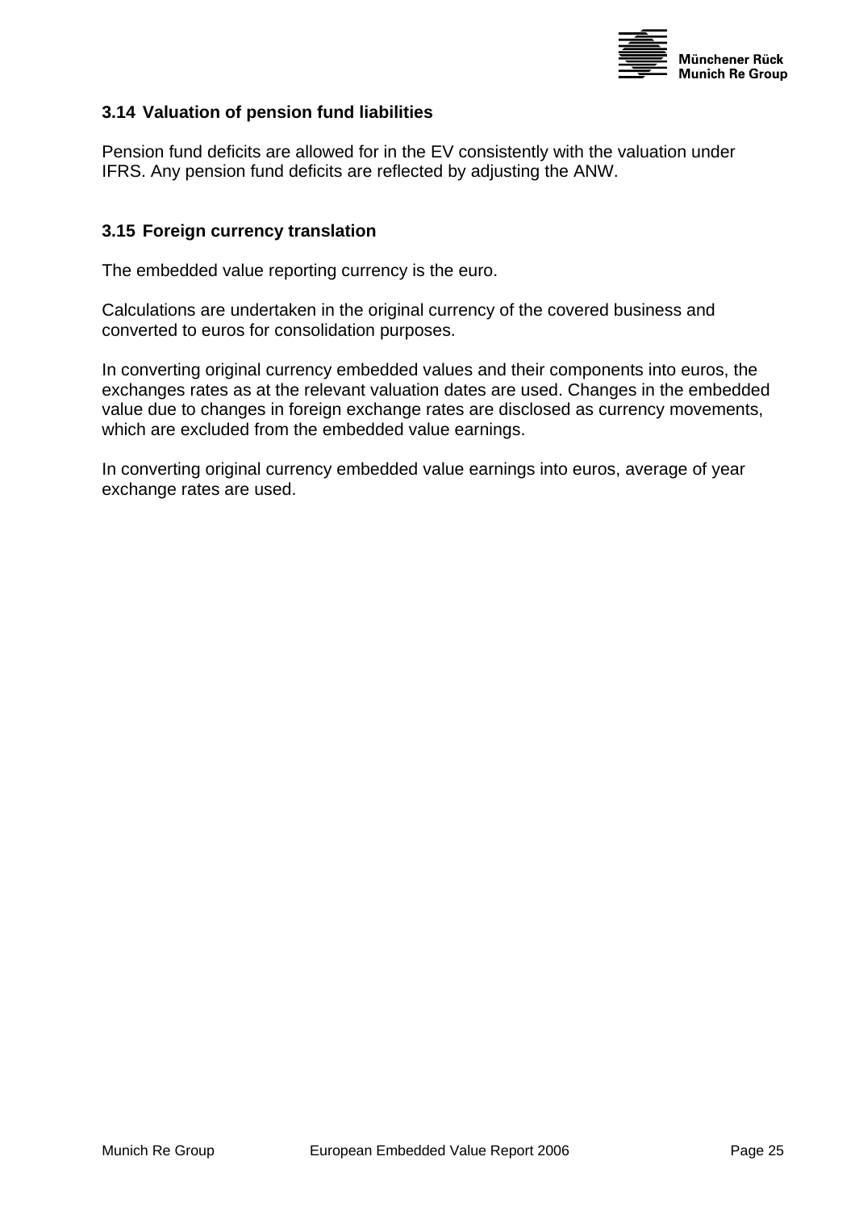### 3.14 Valuation of pension fund liabilities

Pension fund deficits are allowed for in the EV consistently with the valuation under IFRS. Any pension fund deficits are reflected by adjusting the ANW.

### 3.15 Foreign currency translation

The embedded value reporting currency is the euro.

Calculations are undertaken in the original currency of the covered business and converted to euros for consolidation purposes.

In converting original currency embedded values and their components into euros, the exchanges rates as at the relevant valuation dates are used. Changes in the embedded value due to changes in foreign exchange rates are disclosed as currency movements, which are excluded from the embedded value earnings.

In converting original currency embedded value earnings into euros, average of year exchange rates are used.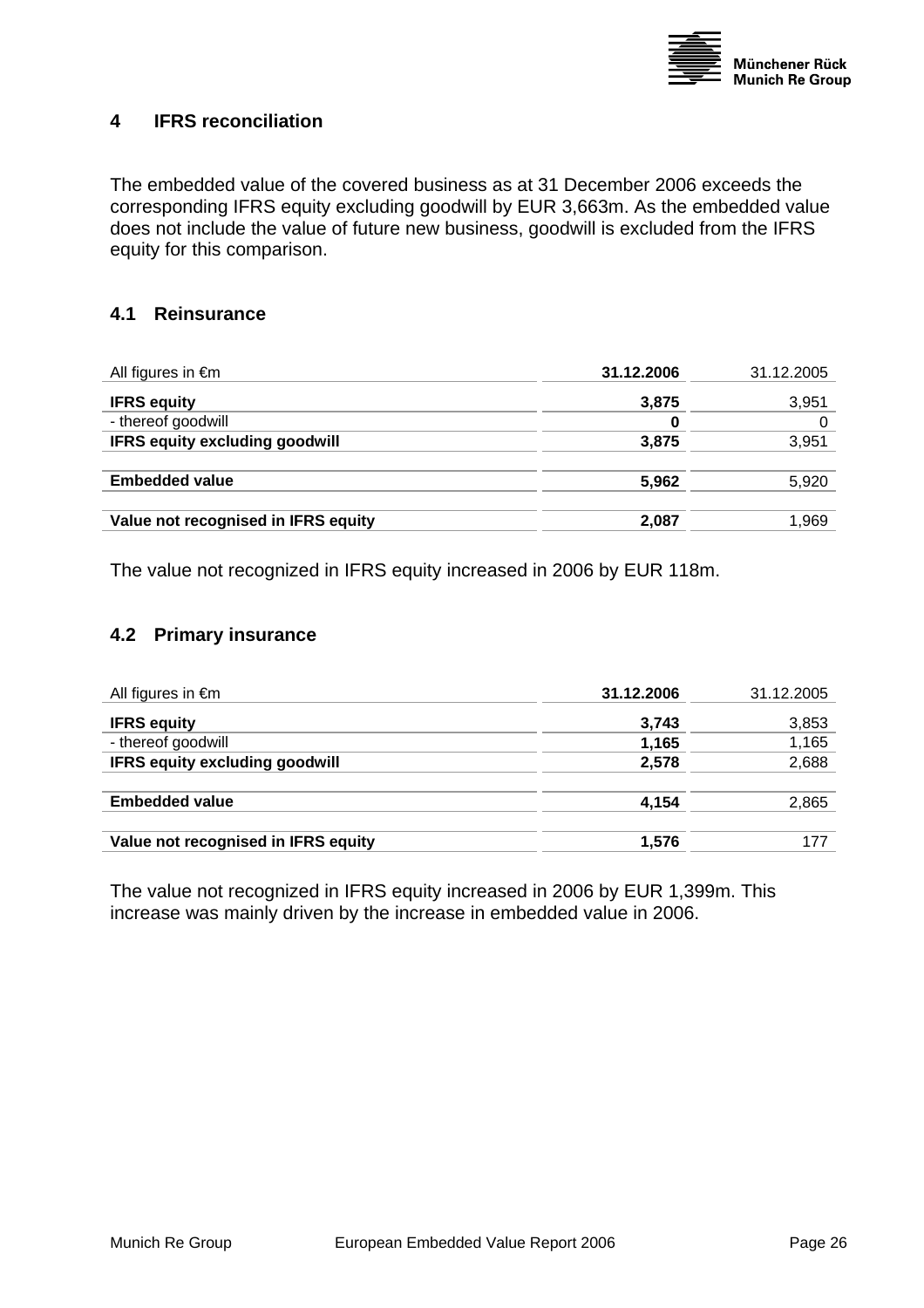## 4 IFRS reconciliation

The embedded value of the covered business as at 31 December 2006 exceeds the corresponding IFRS equity excluding goodwill by EUR 3,663m. As the embedded value does not include the value of future new business, goodwill is excluded from the IFRS equity for this comparison.

### 4.1 Reinsurance

| All figures in €m | **31.12.2006** | 31.12.2005 |
|---|---|---|
| **IFRS equity** | **3,875** | 3,951 |
| - thereof goodwill | **0** | 0 |
| **IFRS equity excluding goodwill** | **3,875** | 3,951 |
| **Embedded value** | **5,962** | 5,920 |
| **Value not recognised in IFRS equity** | **2,087** | 1,969 |

The value not recognized in IFRS equity increased in 2006 by EUR 118m.

### 4.2 Primary insurance

| All figures in €m | **31.12.2006** | 31.12.2005 |
|---|---|---|
| **IFRS equity** | **3,743** | 3,853 |
| - thereof goodwill | **1,165** | 1,165 |
| **IFRS equity excluding goodwill** | **2,578** | 2,688 |
| **Embedded value** | **4,154** | 2,865 |
| **Value not recognised in IFRS equity** | **1,576** | 177 |

The value not recognized in IFRS equity increased in 2006 by EUR 1,399m. This increase was mainly driven by the increase in embedded value in 2006.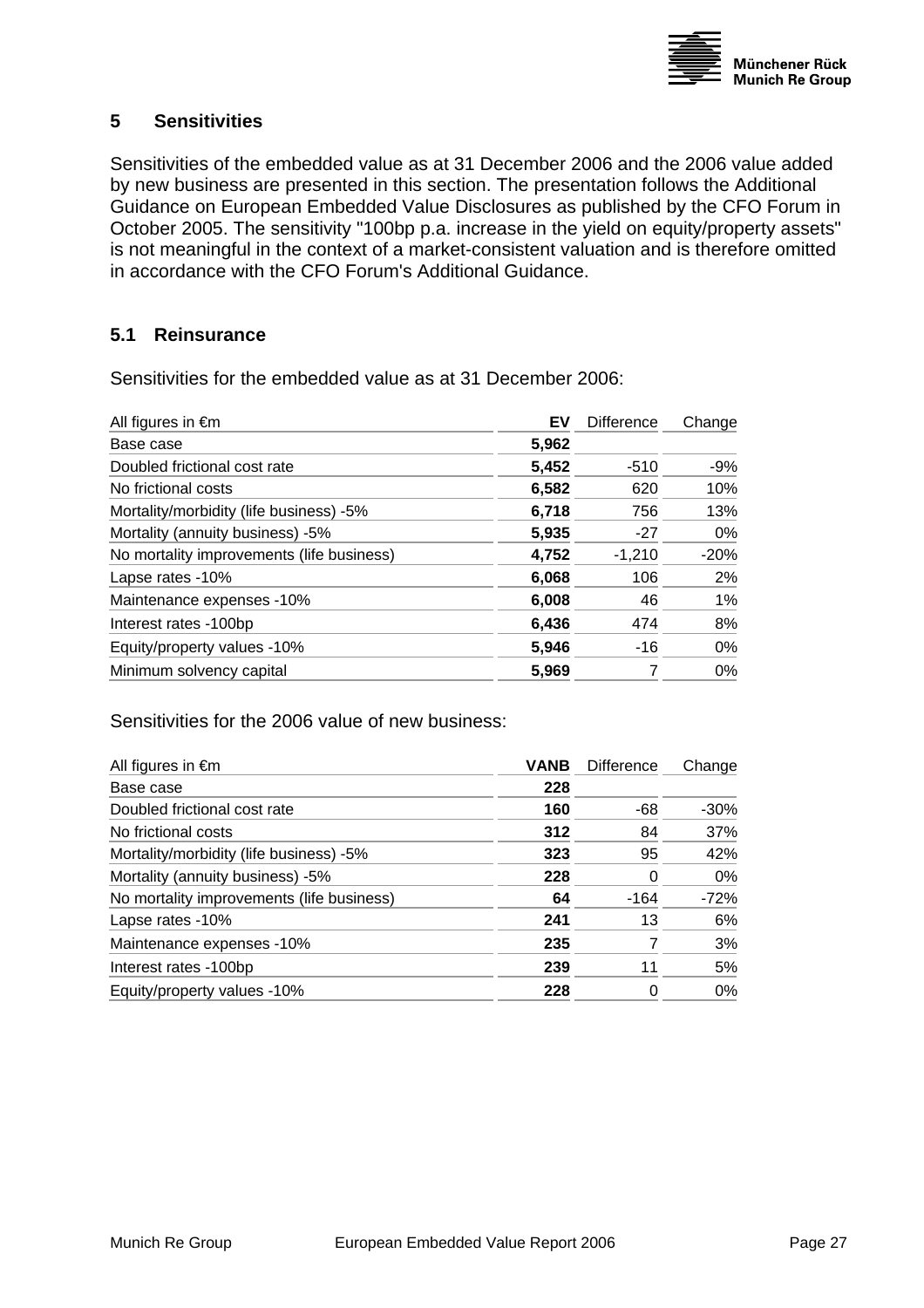## 5 Sensitivities

Sensitivities of the embedded value as at 31 December 2006 and the 2006 value added by new business are presented in this section. The presentation follows the Additional Guidance on European Embedded Value Disclosures as published by the CFO Forum in October 2005. The sensitivity "100bp p.a. increase in the yield on equity/property assets" is not meaningful in the context of a market-consistent valuation and is therefore omitted in accordance with the CFO Forum's Additional Guidance.

### 5.1 Reinsurance

Sensitivities for the embedded value as at 31 December 2006:

| All figures in €m | **EV** | Difference | Change |
|---|---|---|---|
| Base case | **5,962** | | |
| Doubled frictional cost rate | **5,452** | -510 | -9% |
| No frictional costs | **6,582** | 620 | 10% |
| Mortality/morbidity (life business) -5% | **6,718** | 756 | 13% |
| Mortality (annuity business) -5% | **5,935** | -27 | 0% |
| No mortality improvements (life business) | **4,752** | -1,210 | -20% |
| Lapse rates -10% | **6,068** | 106 | 2% |
| Maintenance expenses -10% | **6,008** | 46 | 1% |
| Interest rates -100bp | **6,436** | 474 | 8% |
| Equity/property values -10% | **5,946** | -16 | 0% |
| Minimum solvency capital | **5,969** | 7 | 0% |

Sensitivities for the 2006 value of new business:

| All figures in €m | **VANB** | Difference | Change |
|---|---|---|---|
| Base case | **228** | | |
| Doubled frictional cost rate | **160** | -68 | -30% |
| No frictional costs | **312** | 84 | 37% |
| Mortality/morbidity (life business) -5% | **323** | 95 | 42% |
| Mortality (annuity business) -5% | **228** | 0 | 0% |
| No mortality improvements (life business) | **64** | -164 | -72% |
| Lapse rates -10% | **241** | 13 | 6% |
| Maintenance expenses -10% | **235** | 7 | 3% |
| Interest rates -100bp | **239** | 11 | 5% |
| Equity/property values -10% | **228** | 0 | 0% |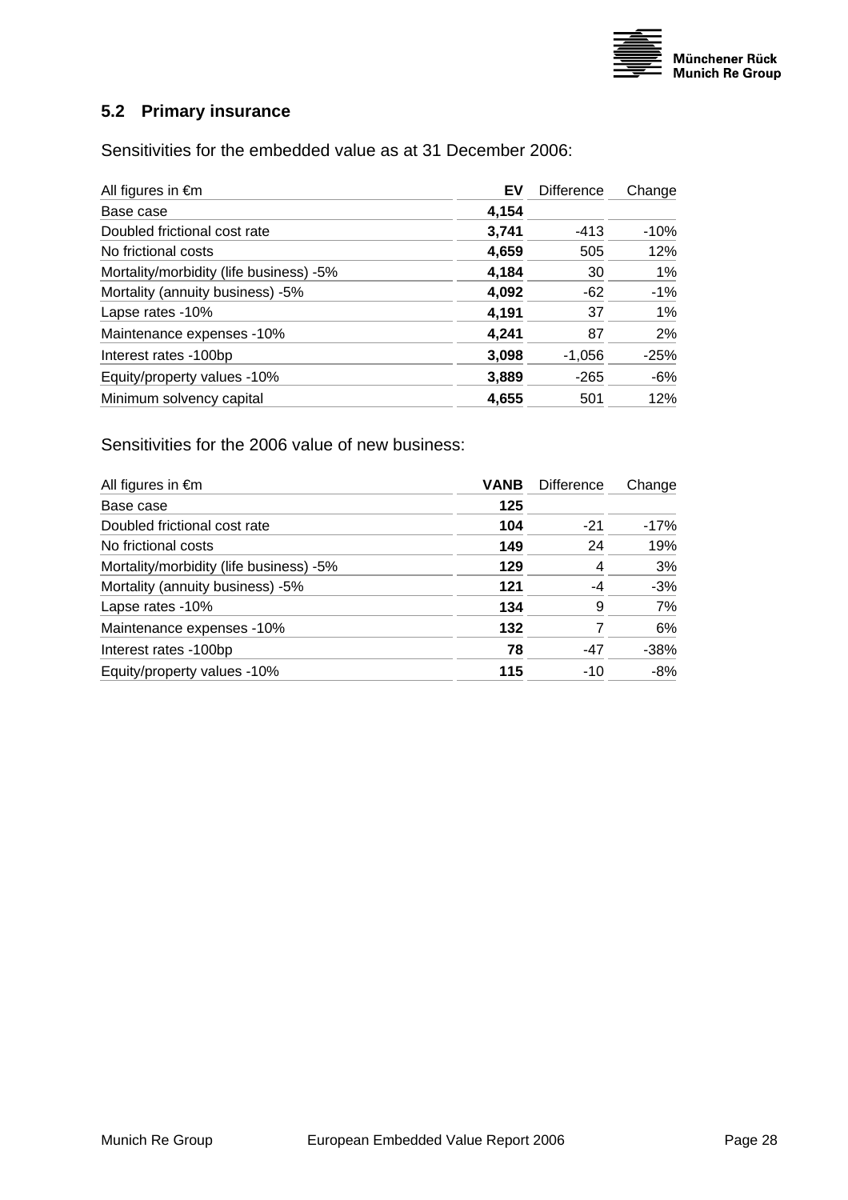## 5.2 Primary insurance

Sensitivities for the embedded value as at 31 December 2006:

| All figures in €m | EV | Difference | Change |
|---|---|---|---|
| Base case | **4,154** | | |
| Doubled frictional cost rate | **3,741** | -413 | -10% |
| No frictional costs | **4,659** | 505 | 12% |
| Mortality/morbidity (life business) -5% | **4,184** | 30 | 1% |
| Mortality (annuity business) -5% | **4,092** | -62 | -1% |
| Lapse rates -10% | **4,191** | 37 | 1% |
| Maintenance expenses -10% | **4,241** | 87 | 2% |
| Interest rates -100bp | **3,098** | -1,056 | -25% |
| Equity/property values -10% | **3,889** | -265 | -6% |
| Minimum solvency capital | **4,655** | 501 | 12% |

Sensitivities for the 2006 value of new business:

| All figures in €m | VANB | Difference | Change |
|---|---|---|---|
| Base case | **125** | | |
| Doubled frictional cost rate | **104** | -21 | -17% |
| No frictional costs | **149** | 24 | 19% |
| Mortality/morbidity (life business) -5% | **129** | 4 | 3% |
| Mortality (annuity business) -5% | **121** | -4 | -3% |
| Lapse rates -10% | **134** | 9 | 7% |
| Maintenance expenses -10% | **132** | 7 | 6% |
| Interest rates -100bp | **78** | -47 | -38% |
| Equity/property values -10% | **115** | -10 | -8% |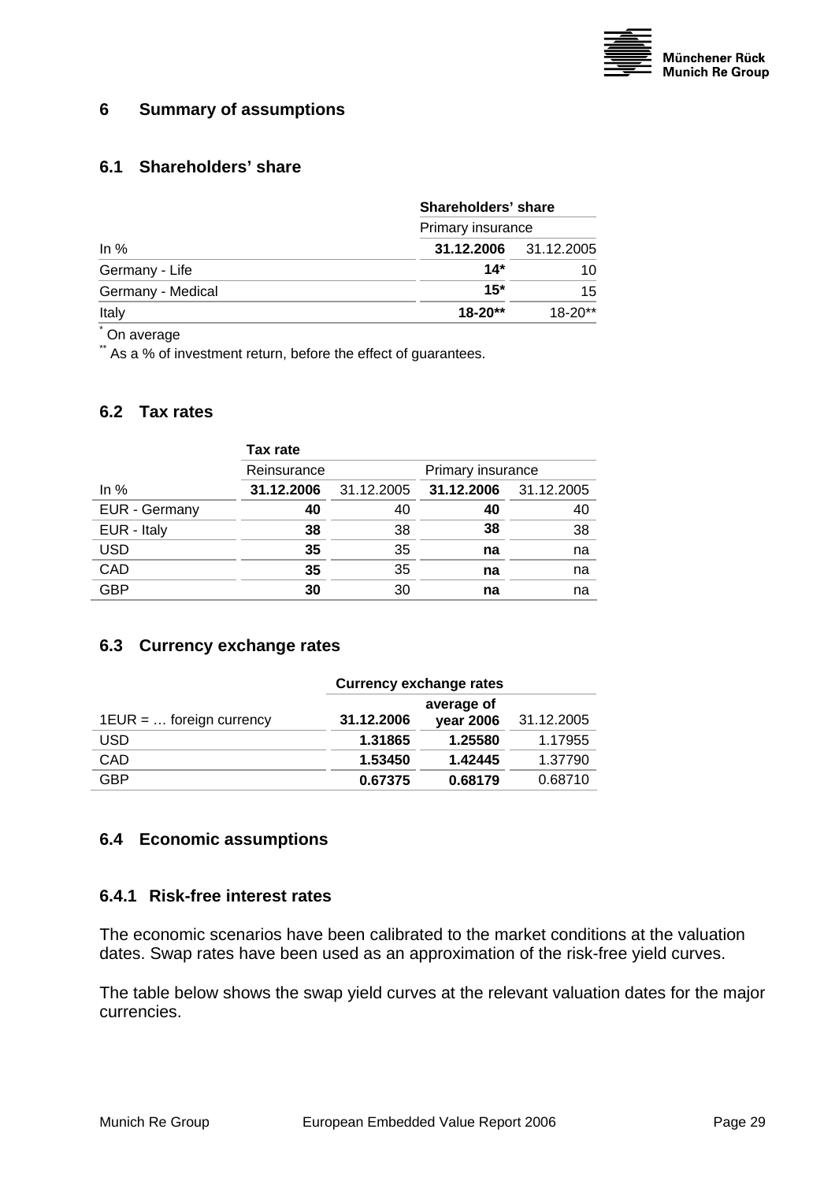## 6 Summary of assumptions

### 6.1 Shareholders' share

| | Shareholders' share | |
|---|---|---|
| | Primary insurance | |
| In % | **31.12.2006** | 31.12.2005 |
| Germany - Life | **14\*** | 10 |
| Germany - Medical | **15\*** | 15 |
| Italy | **18-20\*\*** | 18-20** |

\* On average

\*\* As a % of investment return, before the effect of guarantees.

### 6.2 Tax rates

| | Tax rate | | | |
|---|---|---|---|---|
| | Reinsurance | | Primary insurance | |
| In % | **31.12.2006** | 31.12.2005 | **31.12.2006** | 31.12.2005 |
| EUR - Germany | **40** | 40 | **40** | 40 |
| EUR - Italy | **38** | 38 | **38** | 38 |
| USD | **35** | 35 | **na** | na |
| CAD | **35** | 35 | **na** | na |
| GBP | **30** | 30 | **na** | na |

### 6.3 Currency exchange rates

| | Currency exchange rates | | |
|---|---|---|---|
| 1EUR = … foreign currency | **31.12.2006** | **average of year 2006** | 31.12.2005 |
| USD | **1.31865** | **1.25580** | 1.17955 |
| CAD | **1.53450** | **1.42445** | 1.37790 |
| GBP | **0.67375** | **0.68179** | 0.68710 |

### 6.4 Economic assumptions

#### 6.4.1 Risk-free interest rates

The economic scenarios have been calibrated to the market conditions at the valuation dates. Swap rates have been used as an approximation of the risk-free yield curves.

The table below shows the swap yield curves at the relevant valuation dates for the major currencies.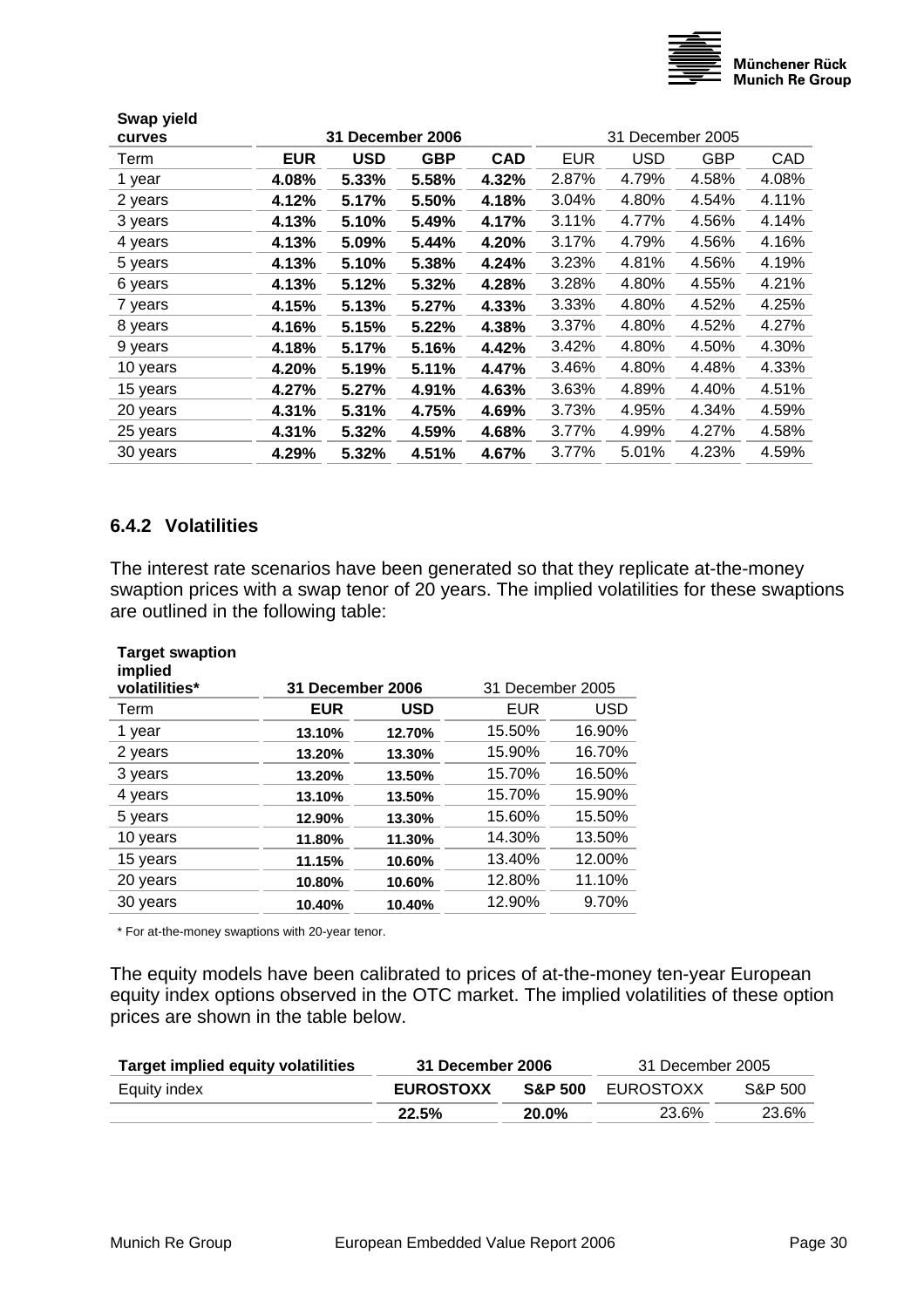| Swap yield curves | 31 December 2006 | | | | 31 December 2005 | | | |
|---|---|---|---|---|---|---|---|---|
| Term | **EUR** | **USD** | **GBP** | **CAD** | EUR | USD | GBP | CAD |
| 1 year | **4.08%** | **5.33%** | **5.58%** | **4.32%** | 2.87% | 4.79% | 4.58% | 4.08% |
| 2 years | **4.12%** | **5.17%** | **5.50%** | **4.18%** | 3.04% | 4.80% | 4.54% | 4.11% |
| 3 years | **4.13%** | **5.10%** | **5.49%** | **4.17%** | 3.11% | 4.77% | 4.56% | 4.14% |
| 4 years | **4.13%** | **5.09%** | **5.44%** | **4.20%** | 3.17% | 4.79% | 4.56% | 4.16% |
| 5 years | **4.13%** | **5.10%** | **5.38%** | **4.24%** | 3.23% | 4.81% | 4.56% | 4.19% |
| 6 years | **4.13%** | **5.12%** | **5.32%** | **4.28%** | 3.28% | 4.80% | 4.55% | 4.21% |
| 7 years | **4.15%** | **5.13%** | **5.27%** | **4.33%** | 3.33% | 4.80% | 4.52% | 4.25% |
| 8 years | **4.16%** | **5.15%** | **5.22%** | **4.38%** | 3.37% | 4.80% | 4.52% | 4.27% |
| 9 years | **4.18%** | **5.17%** | **5.16%** | **4.42%** | 3.42% | 4.80% | 4.50% | 4.30% |
| 10 years | **4.20%** | **5.19%** | **5.11%** | **4.47%** | 3.46% | 4.80% | 4.48% | 4.33% |
| 15 years | **4.27%** | **5.27%** | **4.91%** | **4.63%** | 3.63% | 4.89% | 4.40% | 4.51% |
| 20 years | **4.31%** | **5.31%** | **4.75%** | **4.69%** | 3.73% | 4.95% | 4.34% | 4.59% |
| 25 years | **4.31%** | **5.32%** | **4.59%** | **4.68%** | 3.77% | 4.99% | 4.27% | 4.58% |
| 30 years | **4.29%** | **5.32%** | **4.51%** | **4.67%** | 3.77% | 5.01% | 4.23% | 4.59% |

### 6.4.2 Volatilities

The interest rate scenarios have been generated so that they replicate at-the-money swaption prices with a swap tenor of 20 years. The implied volatilities for these swaptions are outlined in the following table:

| Target swaption implied volatilities* | 31 December 2006 | | 31 December 2005 | |
|---|---|---|---|---|
| Term | **EUR** | **USD** | EUR | USD |
| 1 year | **13.10%** | **12.70%** | 15.50% | 16.90% |
| 2 years | **13.20%** | **13.30%** | 15.90% | 16.70% |
| 3 years | **13.20%** | **13.50%** | 15.70% | 16.50% |
| 4 years | **13.10%** | **13.50%** | 15.70% | 15.90% |
| 5 years | **12.90%** | **13.30%** | 15.60% | 15.50% |
| 10 years | **11.80%** | **11.30%** | 14.30% | 13.50% |
| 15 years | **11.15%** | **10.60%** | 13.40% | 12.00% |
| 20 years | **10.80%** | **10.60%** | 12.80% | 11.10% |
| 30 years | **10.40%** | **10.40%** | 12.90% | 9.70% |

\* For at-the-money swaptions with 20-year tenor.

The equity models have been calibrated to prices of at-the-money ten-year European equity index options observed in the OTC market. The implied volatilities of these option prices are shown in the table below.

| Target implied equity volatilities | 31 December 2006 | | 31 December 2005 | |
|---|---|---|---|---|
| Equity index | **EUROSTOXX** | **S&P 500** | EUROSTOXX | S&P 500 |
| | **22.5%** | **20.0%** | 23.6% | 23.6% |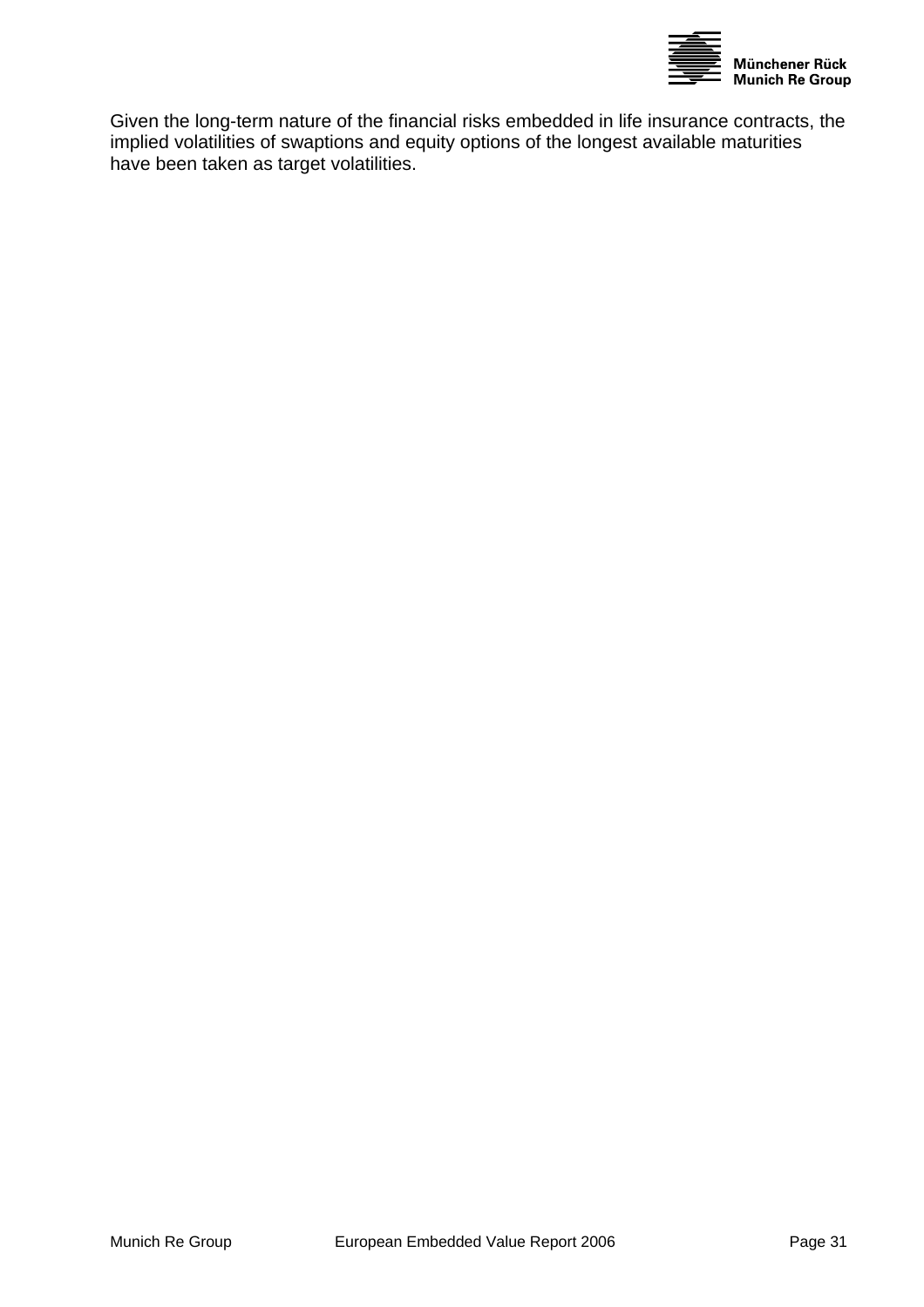Given the long-term nature of the financial risks embedded in life insurance contracts, the implied volatilities of swaptions and equity options of the longest available maturities have been taken as target volatilities.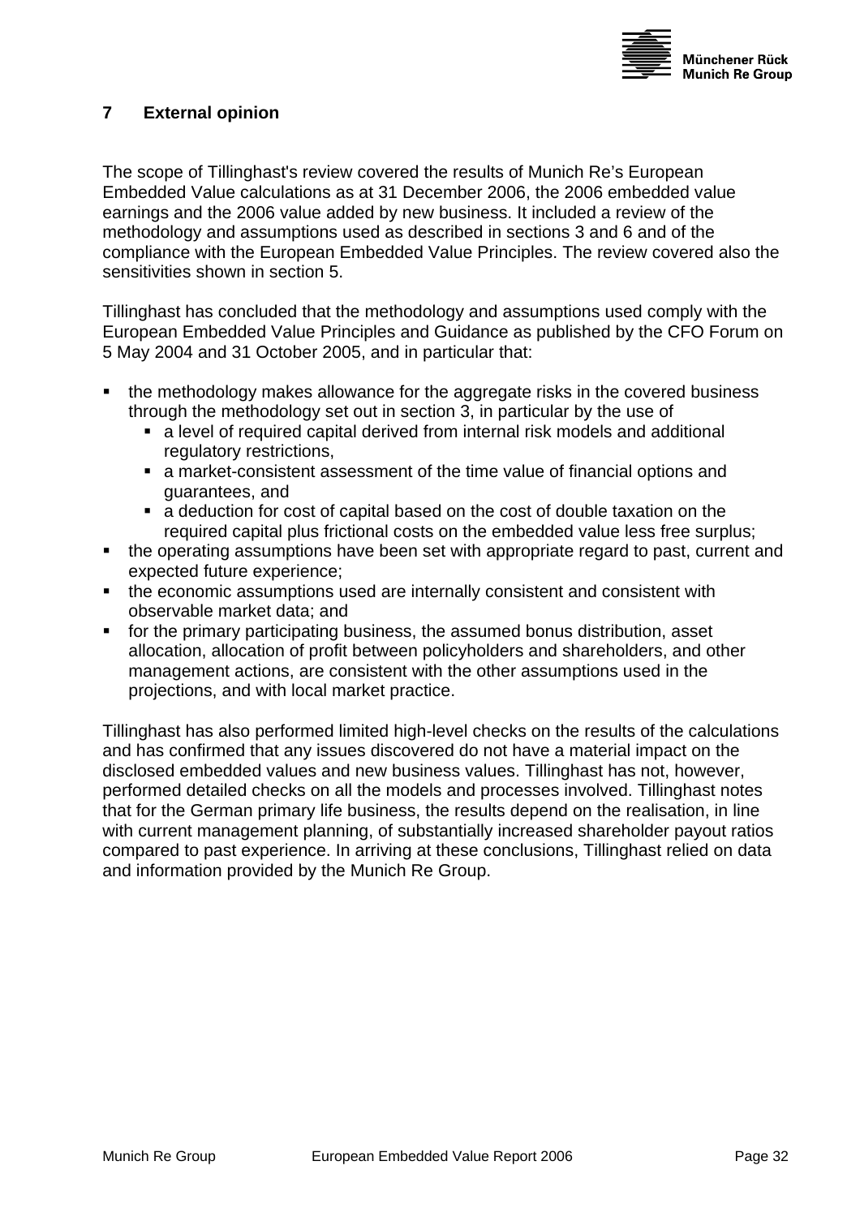# 7 External opinion

The scope of Tillinghast's review covered the results of Munich Re's European Embedded Value calculations as at 31 December 2006, the 2006 embedded value earnings and the 2006 value added by new business. It included a review of the methodology and assumptions used as described in sections 3 and 6 and of the compliance with the European Embedded Value Principles. The review covered also the sensitivities shown in section 5.

Tillinghast has concluded that the methodology and assumptions used comply with the European Embedded Value Principles and Guidance as published by the CFO Forum on 5 May 2004 and 31 October 2005, and in particular that:

- the methodology makes allowance for the aggregate risks in the covered business through the methodology set out in section 3, in particular by the use of
  - a level of required capital derived from internal risk models and additional regulatory restrictions,
  - a market-consistent assessment of the time value of financial options and guarantees, and
  - a deduction for cost of capital based on the cost of double taxation on the required capital plus frictional costs on the embedded value less free surplus;
- the operating assumptions have been set with appropriate regard to past, current and expected future experience;
- the economic assumptions used are internally consistent and consistent with observable market data; and
- for the primary participating business, the assumed bonus distribution, asset allocation, allocation of profit between policyholders and shareholders, and other management actions, are consistent with the other assumptions used in the projections, and with local market practice.

Tillinghast has also performed limited high-level checks on the results of the calculations and has confirmed that any issues discovered do not have a material impact on the disclosed embedded values and new business values. Tillinghast has not, however, performed detailed checks on all the models and processes involved. Tillinghast notes that for the German primary life business, the results depend on the realisation, in line with current management planning, of substantially increased shareholder payout ratios compared to past experience. In arriving at these conclusions, Tillinghast relied on data and information provided by the Munich Re Group.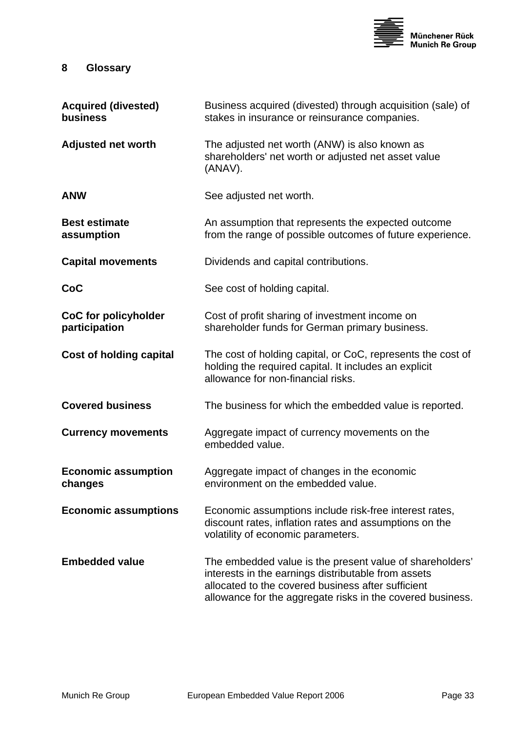# 8 Glossary

**Acquired (divested) business**
Business acquired (divested) through acquisition (sale) of stakes in insurance or reinsurance companies.

**Adjusted net worth**
The adjusted net worth (ANW) is also known as shareholders' net worth or adjusted net asset value (ANAV).

**ANW**
See adjusted net worth.

**Best estimate assumption**
An assumption that represents the expected outcome from the range of possible outcomes of future experience.

**Capital movements**
Dividends and capital contributions.

**CoC**
See cost of holding capital.

**CoC for policyholder participation**
Cost of profit sharing of investment income on shareholder funds for German primary business.

**Cost of holding capital**
The cost of holding capital, or CoC, represents the cost of holding the required capital. It includes an explicit allowance for non-financial risks.

**Covered business**
The business for which the embedded value is reported.

**Currency movements**
Aggregate impact of currency movements on the embedded value.

**Economic assumption changes**
Aggregate impact of changes in the economic environment on the embedded value.

**Economic assumptions**
Economic assumptions include risk-free interest rates, discount rates, inflation rates and assumptions on the volatility of economic parameters.

**Embedded value**
The embedded value is the present value of shareholders' interests in the earnings distributable from assets allocated to the covered business after sufficient allowance for the aggregate risks in the covered business.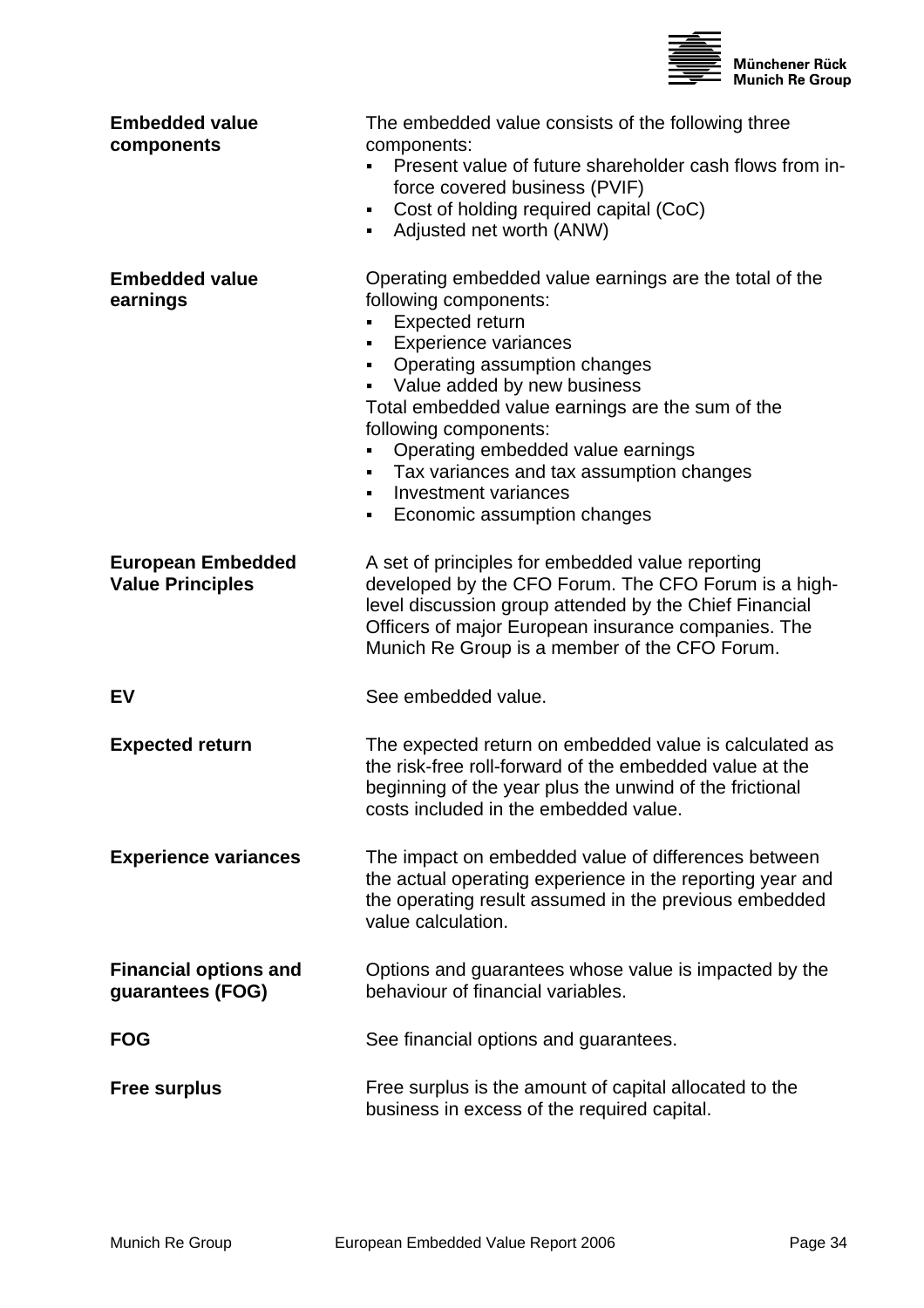**Embedded value components**

The embedded value consists of the following three components:

- Present value of future shareholder cash flows from in-force covered business (PVIF)
- Cost of holding required capital (CoC)
- Adjusted net worth (ANW)

**Embedded value earnings**

Operating embedded value earnings are the total of the following components:

- Expected return
- Experience variances
- Operating assumption changes
- Value added by new business

Total embedded value earnings are the sum of the following components:

- Operating embedded value earnings
- Tax variances and tax assumption changes
- Investment variances
- Economic assumption changes

**European Embedded Value Principles**

A set of principles for embedded value reporting developed by the CFO Forum. The CFO Forum is a high-level discussion group attended by the Chief Financial Officers of major European insurance companies. The Munich Re Group is a member of the CFO Forum.

**EV**

See embedded value.

**Expected return**

The expected return on embedded value is calculated as the risk-free roll-forward of the embedded value at the beginning of the year plus the unwind of the frictional costs included in the embedded value.

**Experience variances**

The impact on embedded value of differences between the actual operating experience in the reporting year and the operating result assumed in the previous embedded value calculation.

**Financial options and guarantees (FOG)**

Options and guarantees whose value is impacted by the behaviour of financial variables.

**FOG**

See financial options and guarantees.

**Free surplus**

Free surplus is the amount of capital allocated to the business in excess of the required capital.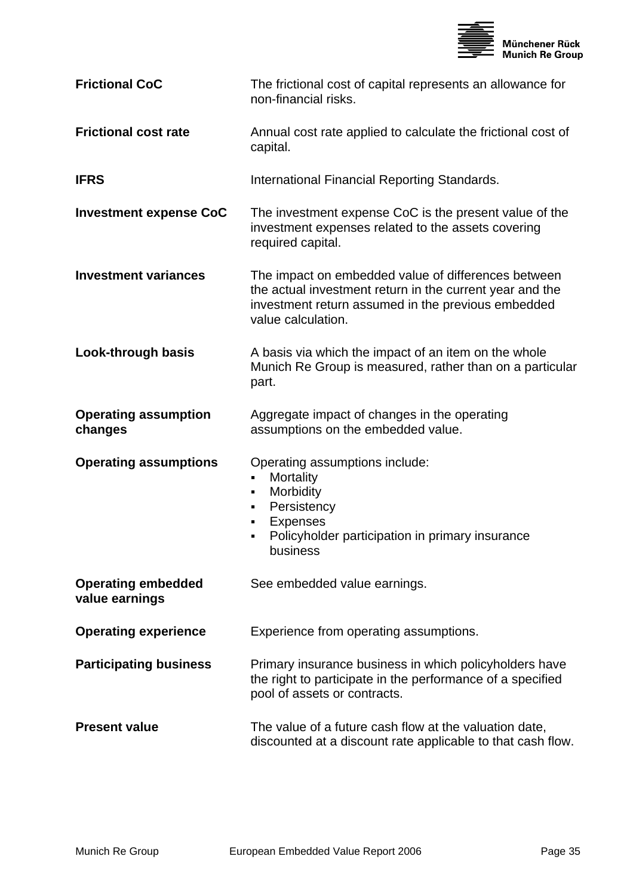**Frictional CoC** The frictional cost of capital represents an allowance for non-financial risks.

**Frictional cost rate** Annual cost rate applied to calculate the frictional cost of capital.

**IFRS** International Financial Reporting Standards.

**Investment expense CoC** The investment expense CoC is the present value of the investment expenses related to the assets covering required capital.

**Investment variances** The impact on embedded value of differences between the actual investment return in the current year and the investment return assumed in the previous embedded value calculation.

**Look-through basis** A basis via which the impact of an item on the whole Munich Re Group is measured, rather than on a particular part.

**Operating assumption changes** Aggregate impact of changes in the operating assumptions on the embedded value.

**Operating assumptions** Operating assumptions include:

- Mortality
- Morbidity
- Persistency
- Expenses
- Policyholder participation in primary insurance business

**Operating embedded value earnings** See embedded value earnings.

**Operating experience** Experience from operating assumptions.

**Participating business** Primary insurance business in which policyholders have the right to participate in the performance of a specified pool of assets or contracts.

**Present value** The value of a future cash flow at the valuation date, discounted at a discount rate applicable to that cash flow.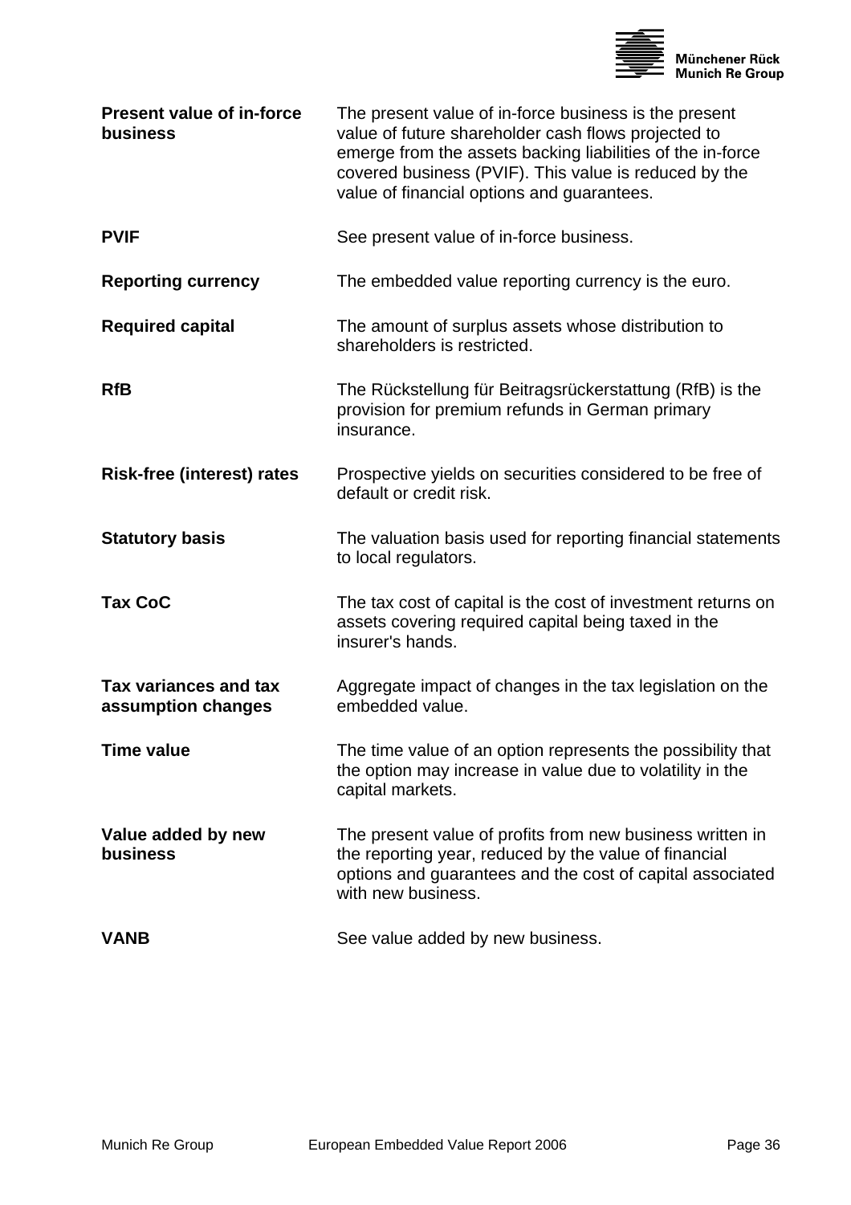**Present value of in-force business**
The present value of in-force business is the present value of future shareholder cash flows projected to emerge from the assets backing liabilities of the in-force covered business (PVIF). This value is reduced by the value of financial options and guarantees.

**PVIF**
See present value of in-force business.

**Reporting currency**
The embedded value reporting currency is the euro.

**Required capital**
The amount of surplus assets whose distribution to shareholders is restricted.

**RfB**
The Rückstellung für Beitragsrückerstattung (RfB) is the provision for premium refunds in German primary insurance.

**Risk-free (interest) rates**
Prospective yields on securities considered to be free of default or credit risk.

**Statutory basis**
The valuation basis used for reporting financial statements to local regulators.

**Tax CoC**
The tax cost of capital is the cost of investment returns on assets covering required capital being taxed in the insurer's hands.

**Tax variances and tax assumption changes**
Aggregate impact of changes in the tax legislation on the embedded value.

**Time value**
The time value of an option represents the possibility that the option may increase in value due to volatility in the capital markets.

**Value added by new business**
The present value of profits from new business written in the reporting year, reduced by the value of financial options and guarantees and the cost of capital associated with new business.

**VANB**
See value added by new business.